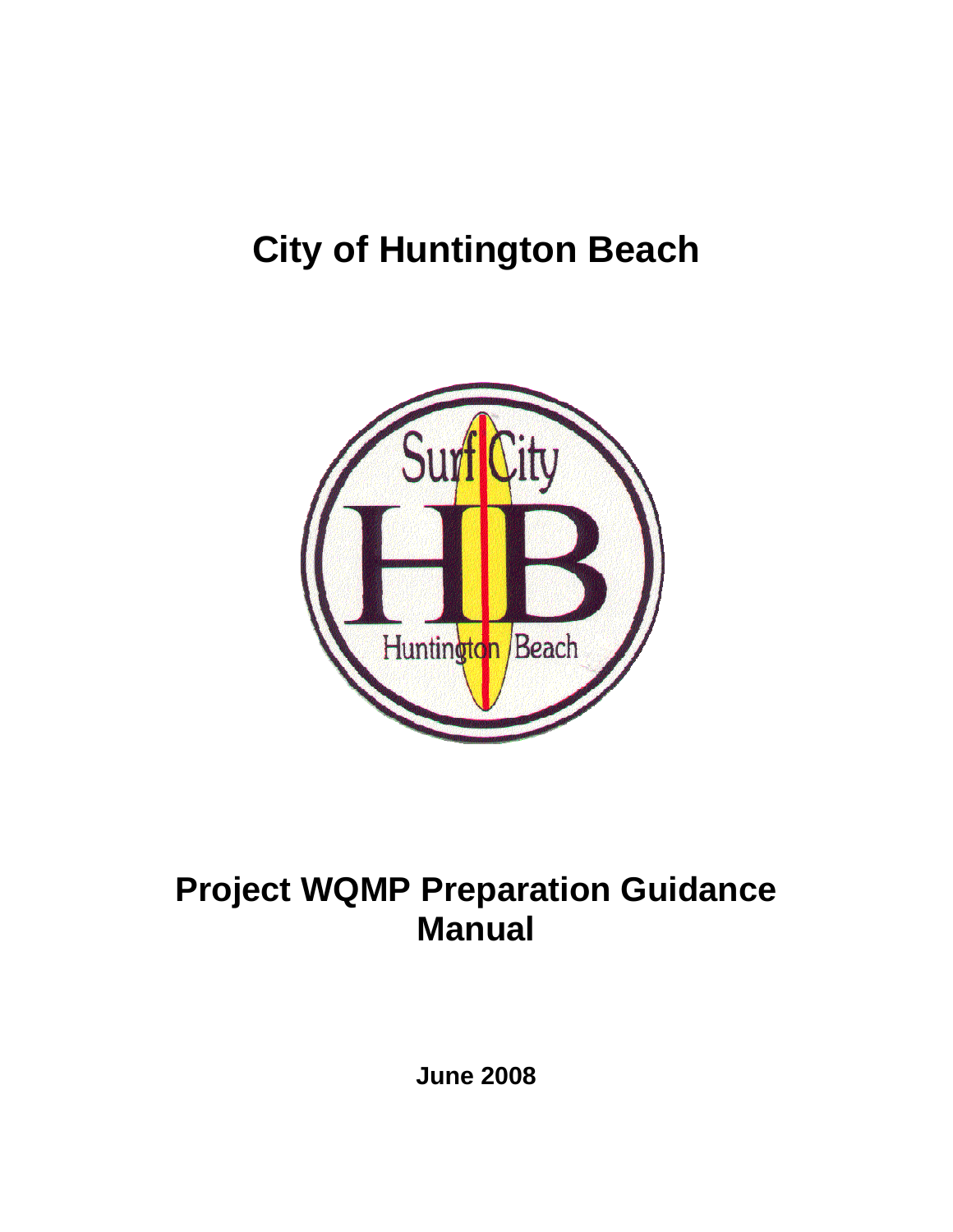# City of Huntington Beach

# Project WQMP Preparation Guidance Manual

**June 2008**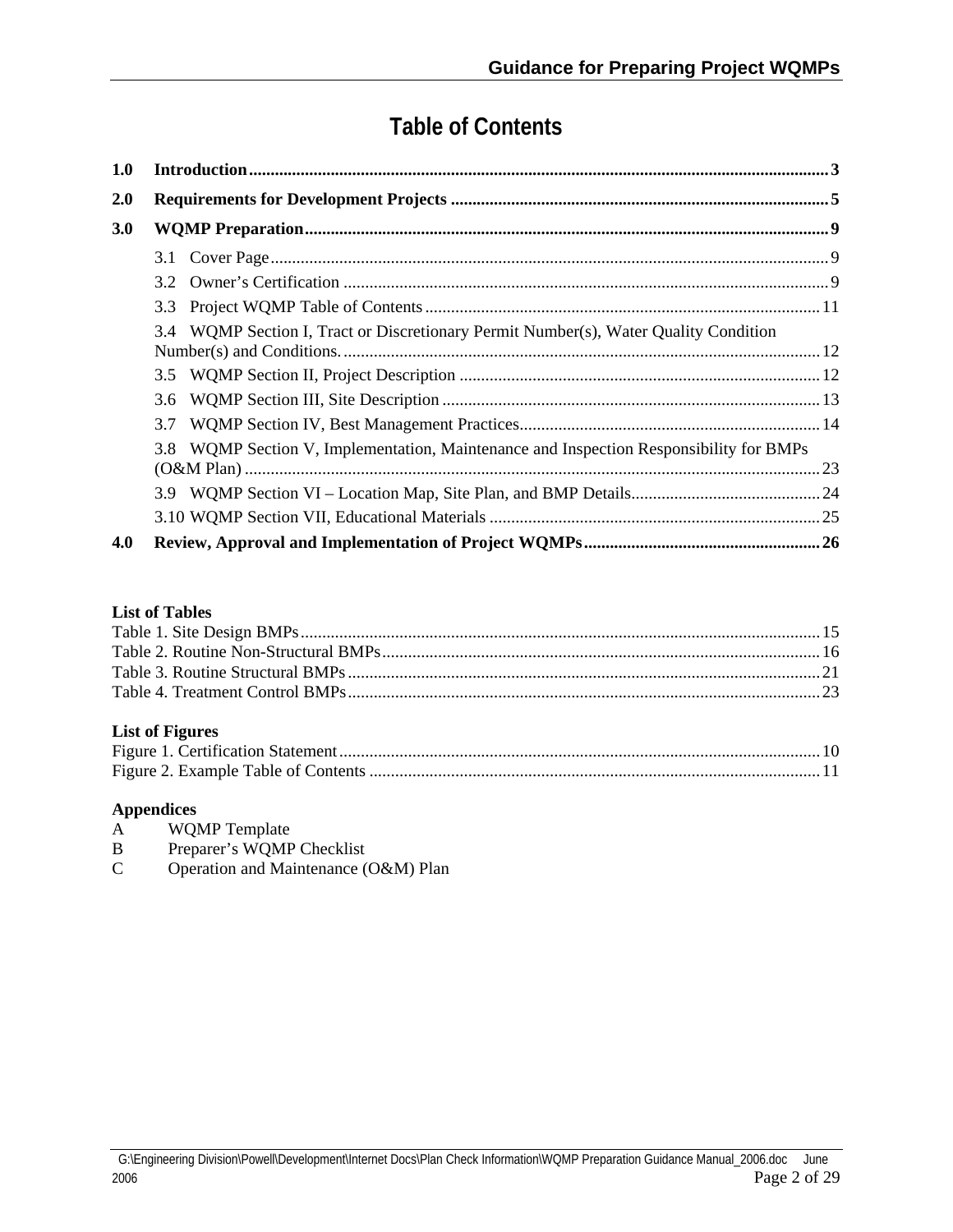# Table of Contents

**1.0 Introduction** ..... 3

**2.0 Requirements for Development Projects** ..... 5

**3.0 WQMP Preparation** ..... 9

- 3.1 Cover Page ..... 9
- 3.2 Owner's Certification ..... 9
- 3.3 Project WQMP Table of Contents ..... 11
- 3.4 WQMP Section I, Tract or Discretionary Permit Number(s), Water Quality Condition Number(s) and Conditions. ..... 12
- 3.5 WQMP Section II, Project Description ..... 12
- 3.6 WQMP Section III, Site Description ..... 13
- 3.7 WQMP Section IV, Best Management Practices ..... 14
- 3.8 WQMP Section V, Implementation, Maintenance and Inspection Responsibility for BMPs (O&M Plan) ..... 23
- 3.9 WQMP Section VI – Location Map, Site Plan, and BMP Details ..... 24
- 3.10 WQMP Section VII, Educational Materials ..... 25

**4.0 Review, Approval and Implementation of Project WQMPs** ..... 26

**List of Tables**

Table 1. Site Design BMPs ..... 15
Table 2. Routine Non-Structural BMPs ..... 16
Table 3. Routine Structural BMPs ..... 21
Table 4. Treatment Control BMPs ..... 23

**List of Figures**

Figure 1. Certification Statement ..... 10
Figure 2. Example Table of Contents ..... 11

**Appendices**

A WQMP Template
B Preparer's WQMP Checklist
C Operation and Maintenance (O&M) Plan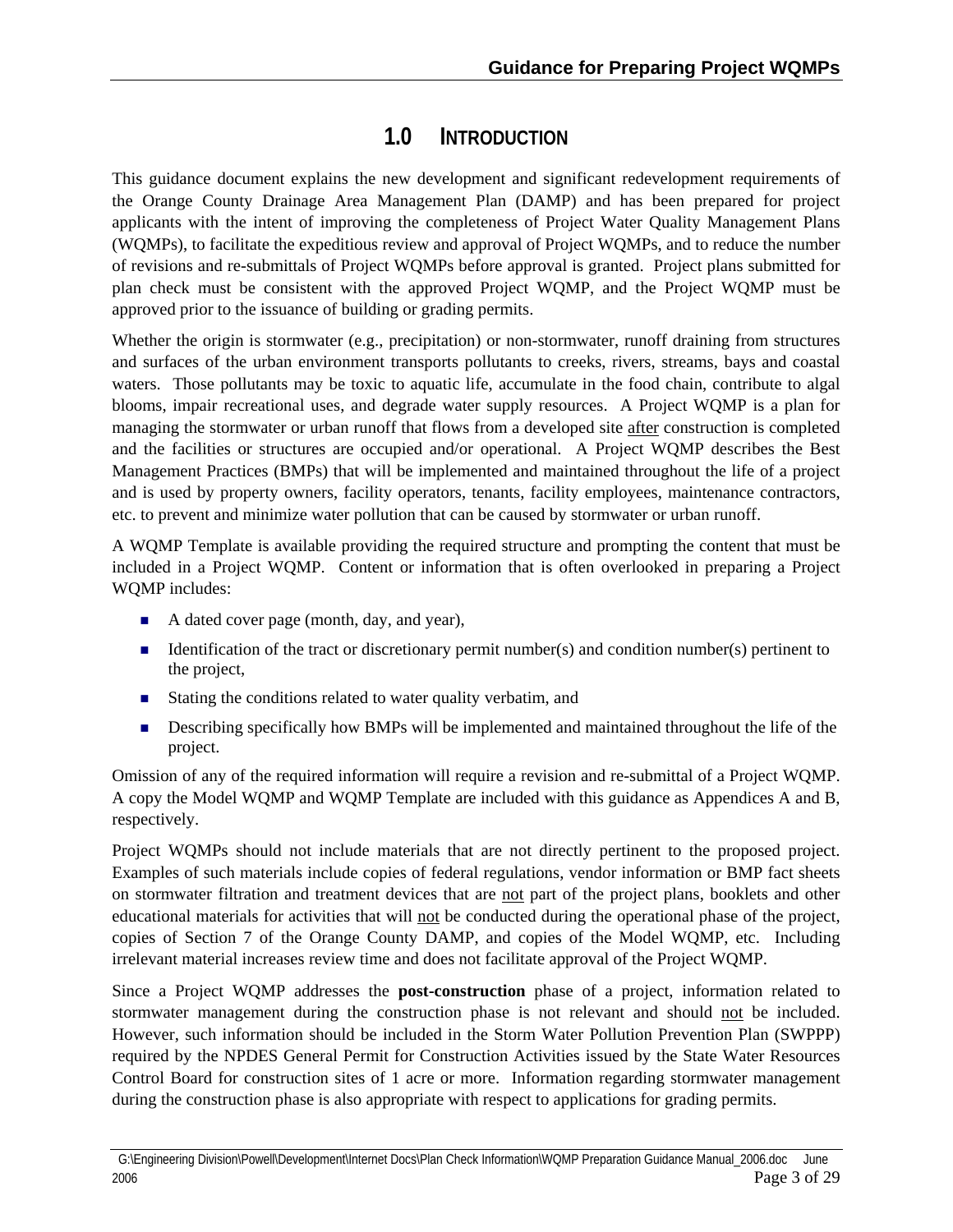# 1.0 INTRODUCTION

This guidance document explains the new development and significant redevelopment requirements of the Orange County Drainage Area Management Plan (DAMP) and has been prepared for project applicants with the intent of improving the completeness of Project Water Quality Management Plans (WQMPs), to facilitate the expeditious review and approval of Project WQMPs, and to reduce the number of revisions and re-submittals of Project WQMPs before approval is granted. Project plans submitted for plan check must be consistent with the approved Project WQMP, and the Project WQMP must be approved prior to the issuance of building or grading permits.

Whether the origin is stormwater (e.g., precipitation) or non-stormwater, runoff draining from structures and surfaces of the urban environment transports pollutants to creeks, rivers, streams, bays and coastal waters. Those pollutants may be toxic to aquatic life, accumulate in the food chain, contribute to algal blooms, impair recreational uses, and degrade water supply resources. A Project WQMP is a plan for managing the stormwater or urban runoff that flows from a developed site after construction is completed and the facilities or structures are occupied and/or operational. A Project WQMP describes the Best Management Practices (BMPs) that will be implemented and maintained throughout the life of a project and is used by property owners, facility operators, tenants, facility employees, maintenance contractors, etc. to prevent and minimize water pollution that can be caused by stormwater or urban runoff.

A WQMP Template is available providing the required structure and prompting the content that must be included in a Project WQMP. Content or information that is often overlooked in preparing a Project WQMP includes:

- A dated cover page (month, day, and year),
- Identification of the tract or discretionary permit number(s) and condition number(s) pertinent to the project,
- Stating the conditions related to water quality verbatim, and
- Describing specifically how BMPs will be implemented and maintained throughout the life of the project.

Omission of any of the required information will require a revision and re-submittal of a Project WQMP. A copy the Model WQMP and WQMP Template are included with this guidance as Appendices A and B, respectively.

Project WQMPs should not include materials that are not directly pertinent to the proposed project. Examples of such materials include copies of federal regulations, vendor information or BMP fact sheets on stormwater filtration and treatment devices that are not part of the project plans, booklets and other educational materials for activities that will not be conducted during the operational phase of the project, copies of Section 7 of the Orange County DAMP, and copies of the Model WQMP, etc. Including irrelevant material increases review time and does not facilitate approval of the Project WQMP.

Since a Project WQMP addresses the **post-construction** phase of a project, information related to stormwater management during the construction phase is not relevant and should not be included. However, such information should be included in the Storm Water Pollution Prevention Plan (SWPPP) required by the NPDES General Permit for Construction Activities issued by the State Water Resources Control Board for construction sites of 1 acre or more. Information regarding stormwater management during the construction phase is also appropriate with respect to applications for grading permits.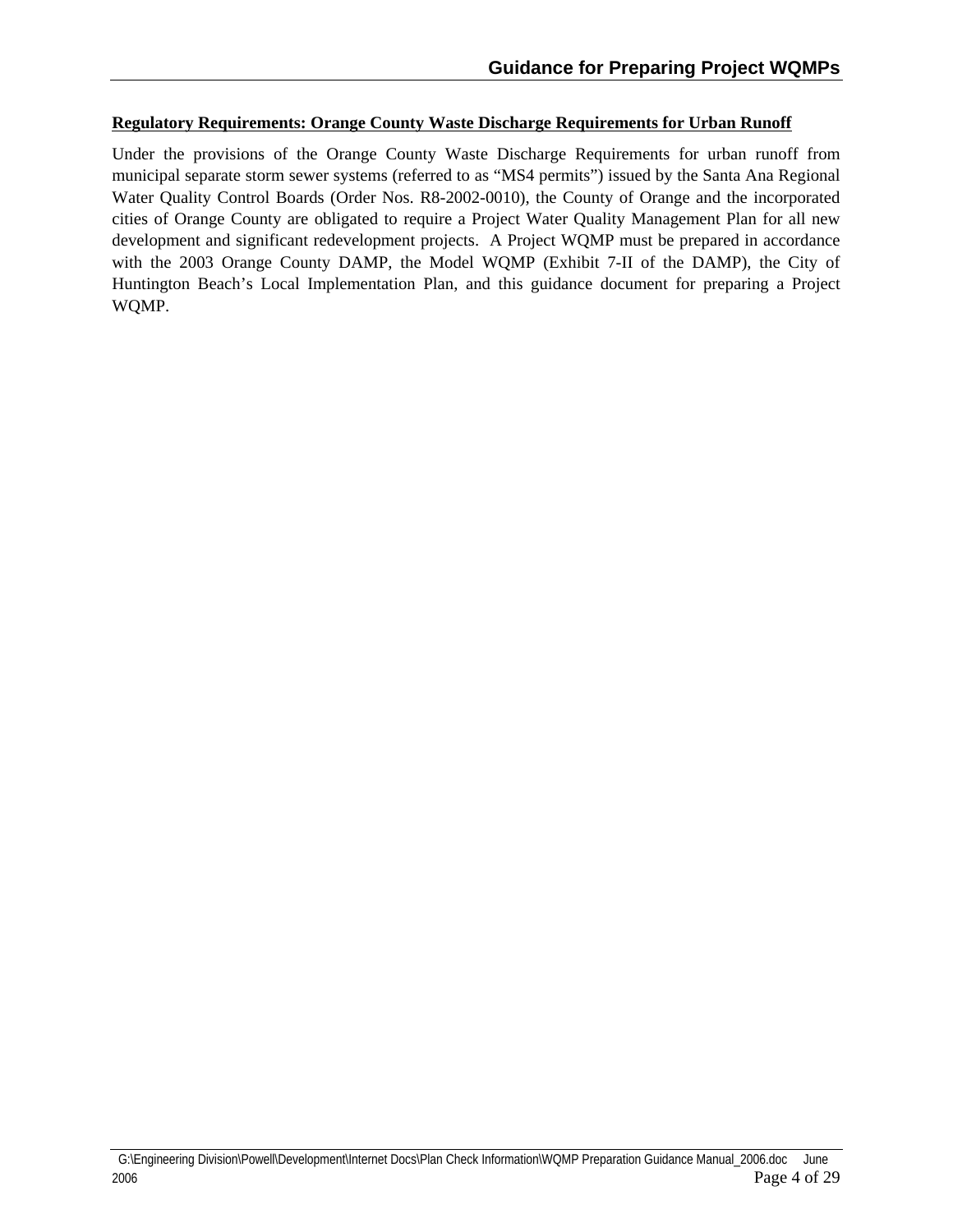**Regulatory Requirements: Orange County Waste Discharge Requirements for Urban Runoff**

Under the provisions of the Orange County Waste Discharge Requirements for urban runoff from municipal separate storm sewer systems (referred to as "MS4 permits") issued by the Santa Ana Regional Water Quality Control Boards (Order Nos. R8-2002-0010), the County of Orange and the incorporated cities of Orange County are obligated to require a Project Water Quality Management Plan for all new development and significant redevelopment projects. A Project WQMP must be prepared in accordance with the 2003 Orange County DAMP, the Model WQMP (Exhibit 7-II of the DAMP), the City of Huntington Beach's Local Implementation Plan, and this guidance document for preparing a Project WQMP.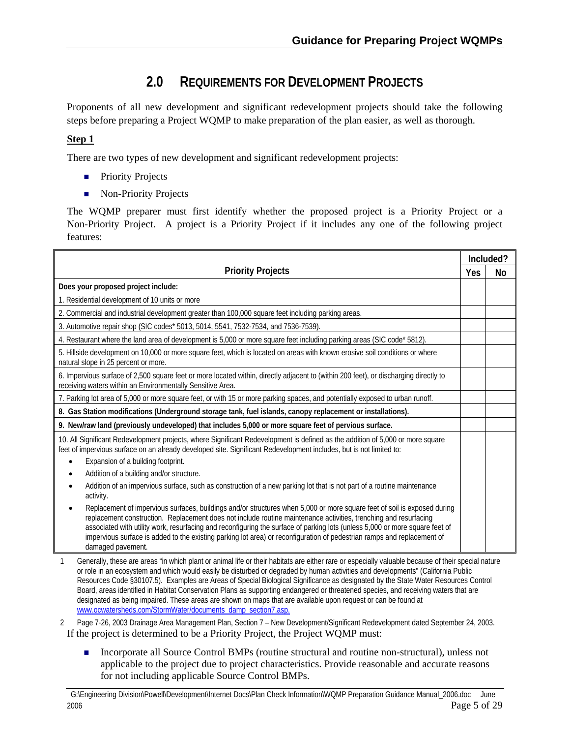## 2.0 REQUIREMENTS FOR DEVELOPMENT PROJECTS

Proponents of all new development and significant redevelopment projects should take the following steps before preparing a Project WQMP to make preparation of the plan easier, as well as thorough.

**Step 1**

There are two types of new development and significant redevelopment projects:

- Priority Projects
- Non-Priority Projects

The WQMP preparer must first identify whether the proposed project is a Priority Project or a Non-Priority Project. A project is a Priority Project if it includes any one of the following project features:

| Priority Projects | Included? | |
|---|---|---|
| | Yes | No |
| **Does your proposed project include:** | | |
| 1. Residential development of 10 units or more | | |
| 2. Commercial and industrial development greater than 100,000 square feet including parking areas. | | |
| 3. Automotive repair shop (SIC codes* 5013, 5014, 5541, 7532-7534, and 7536-7539). | | |
| 4. Restaurant where the land area of development is 5,000 or more square feet including parking areas (SIC code* 5812). | | |
| 5. Hillside development on 10,000 or more square feet, which is located on areas with known erosive soil conditions or where natural slope in 25 percent or more. | | |
| 6. Impervious surface of 2,500 square feet or more located within, directly adjacent to (within 200 feet), or discharging directly to receiving waters within an Environmentally Sensitive Area. | | |
| 7. Parking lot area of 5,000 or more square feet, or with 15 or more parking spaces, and potentially exposed to urban runoff. | | |
| **8. Gas Station modifications (Underground storage tank, fuel islands, canopy replacement or installations).** | | |
| **9. New/raw land (previously undeveloped) that includes 5,000 or more square feet of pervious surface.** | | |
| 10. All Significant Redevelopment projects, where Significant Redevelopment is defined as the addition of 5,000 or more square feet of impervious surface on an already developed site. Significant Redevelopment includes, but is not limited to: <br>• Expansion of a building footprint. <br>• Addition of a building and/or structure. <br>• Addition of an impervious surface, such as construction of a new parking lot that is not part of a routine maintenance activity. <br>• Replacement of impervious surfaces, buildings and/or structures when 5,000 or more square feet of soil is exposed during replacement construction. Replacement does not include routine maintenance activities, trenching and resurfacing associated with utility work, resurfacing and reconfiguring the surface of parking lots (unless 5,000 or more square feet of impervious surface is added to the existing parking lot area) or reconfiguration of pedestrian ramps and replacement of damaged pavement. | | |

1 Generally, these are areas "in which plant or animal life or their habitats are either rare or especially valuable because of their special nature or role in an ecosystem and which would easily be disturbed or degraded by human activities and developments" (California Public Resources Code §30107.5). Examples are Areas of Special Biological Significance as designated by the State Water Resources Control Board, areas identified in Habitat Conservation Plans as supporting endangered or threatened species, and receiving waters that are designated as being impaired. These areas are shown on maps that are available upon request or can be found at www.ocwatersheds.com/StormWater/documents_damp_section7.asp.

2 Page 7-26, 2003 Drainage Area Management Plan, Section 7 – New Development/Significant Redevelopment dated September 24, 2003.

If the project is determined to be a Priority Project, the Project WQMP must:

- Incorporate all Source Control BMPs (routine structural and routine non-structural), unless not applicable to the project due to project characteristics. Provide reasonable and accurate reasons for not including applicable Source Control BMPs.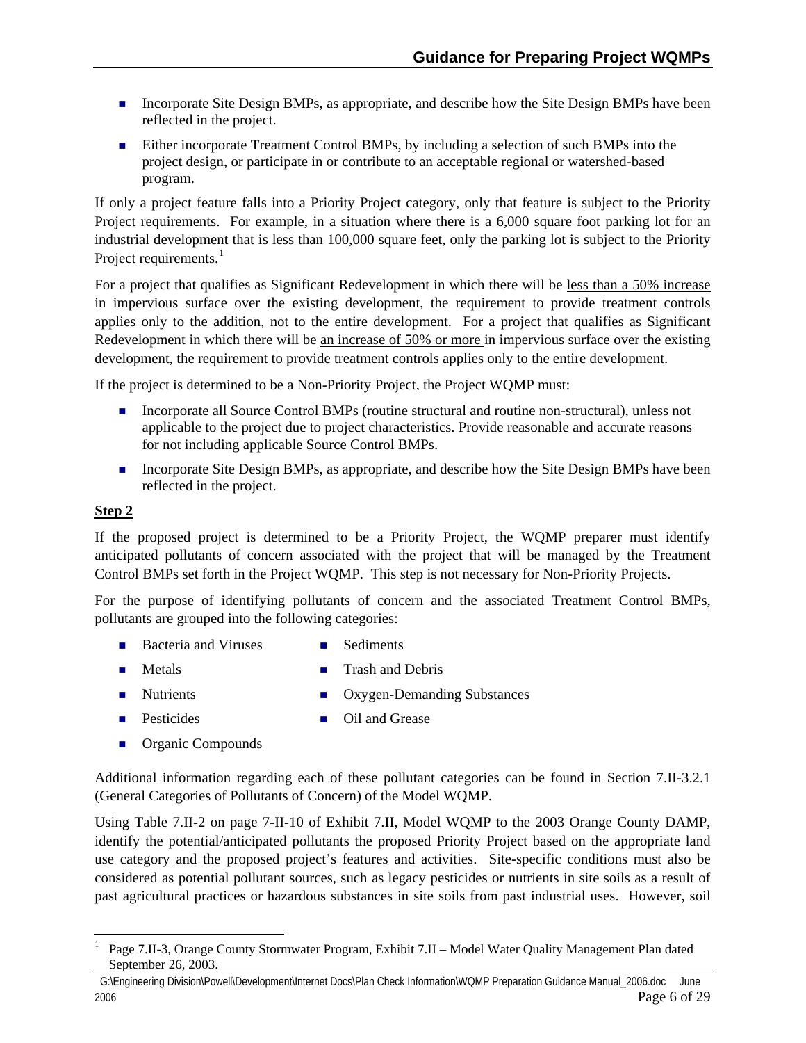- Incorporate Site Design BMPs, as appropriate, and describe how the Site Design BMPs have been reflected in the project.
- Either incorporate Treatment Control BMPs, by including a selection of such BMPs into the project design, or participate in or contribute to an acceptable regional or watershed-based program.

If only a project feature falls into a Priority Project category, only that feature is subject to the Priority Project requirements. For example, in a situation where there is a 6,000 square foot parking lot for an industrial development that is less than 100,000 square feet, only the parking lot is subject to the Priority Project requirements.[1]

For a project that qualifies as Significant Redevelopment in which there will be <u>less than a 50% increase</u> in impervious surface over the existing development, the requirement to provide treatment controls applies only to the addition, not to the entire development. For a project that qualifies as Significant Redevelopment in which there will be <u>an increase of 50% or more</u> in impervious surface over the existing development, the requirement to provide treatment controls applies only to the entire development.

If the project is determined to be a Non-Priority Project, the Project WQMP must:

- Incorporate all Source Control BMPs (routine structural and routine non-structural), unless not applicable to the project due to project characteristics. Provide reasonable and accurate reasons for not including applicable Source Control BMPs.
- Incorporate Site Design BMPs, as appropriate, and describe how the Site Design BMPs have been reflected in the project.

**<u>Step 2</u>**

If the proposed project is determined to be a Priority Project, the WQMP preparer must identify anticipated pollutants of concern associated with the project that will be managed by the Treatment Control BMPs set forth in the Project WQMP. This step is not necessary for Non-Priority Projects.

For the purpose of identifying pollutants of concern and the associated Treatment Control BMPs, pollutants are grouped into the following categories:

- Bacteria and Viruses
- Metals
- Nutrients
- Pesticides
- Organic Compounds
- Sediments
- Trash and Debris
- Oxygen-Demanding Substances
- Oil and Grease

Additional information regarding each of these pollutant categories can be found in Section 7.II-3.2.1 (General Categories of Pollutants of Concern) of the Model WQMP.

Using Table 7.II-2 on page 7-II-10 of Exhibit 7.II, Model WQMP to the 2003 Orange County DAMP, identify the potential/anticipated pollutants the proposed Priority Project based on the appropriate land use category and the proposed project's features and activities. Site-specific conditions must also be considered as potential pollutant sources, such as legacy pesticides or nutrients in site soils as a result of past agricultural practices or hazardous substances in site soils from past industrial uses. However, soil

[1] Page 7.II-3, Orange County Stormwater Program, Exhibit 7.II – Model Water Quality Management Plan dated September 26, 2003.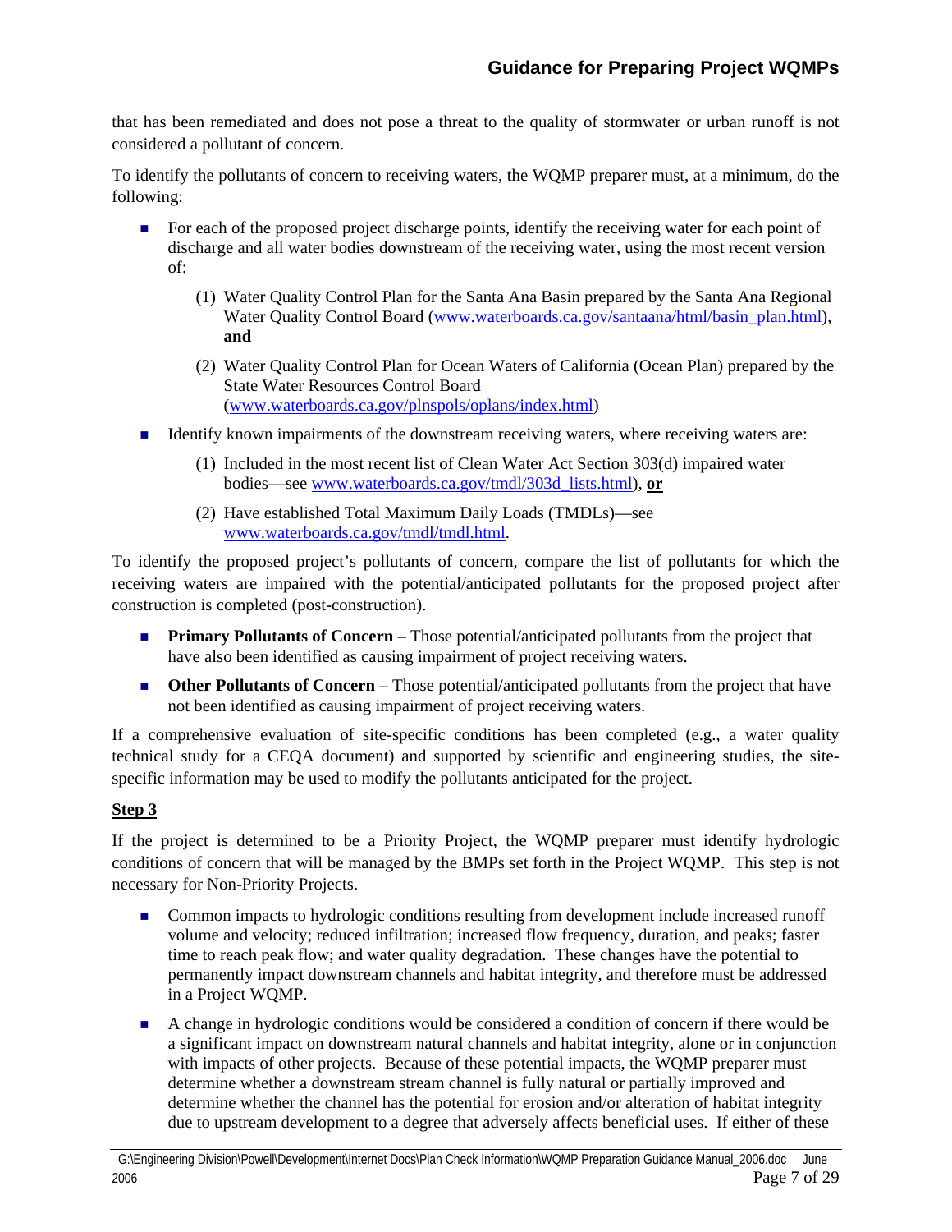that has been remediated and does not pose a threat to the quality of stormwater or urban runoff is not considered a pollutant of concern.

To identify the pollutants of concern to receiving waters, the WQMP preparer must, at a minimum, do the following:

- For each of the proposed project discharge points, identify the receiving water for each point of discharge and all water bodies downstream of the receiving water, using the most recent version of:
  - (1) Water Quality Control Plan for the Santa Ana Basin prepared by the Santa Ana Regional Water Quality Control Board (www.waterboards.ca.gov/santaana/html/basin_plan.html), **and**
  - (2) Water Quality Control Plan for Ocean Waters of California (Ocean Plan) prepared by the State Water Resources Control Board (www.waterboards.ca.gov/plnspols/oplans/index.html)
- Identify known impairments of the downstream receiving waters, where receiving waters are:
  - (1) Included in the most recent list of Clean Water Act Section 303(d) impaired water bodies—see www.waterboards.ca.gov/tmdl/303d_lists.html), **or**
  - (2) Have established Total Maximum Daily Loads (TMDLs)—see www.waterboards.ca.gov/tmdl/tmdl.html.

To identify the proposed project's pollutants of concern, compare the list of pollutants for which the receiving waters are impaired with the potential/anticipated pollutants for the proposed project after construction is completed (post-construction).

- **Primary Pollutants of Concern** – Those potential/anticipated pollutants from the project that have also been identified as causing impairment of project receiving waters.
- **Other Pollutants of Concern** – Those potential/anticipated pollutants from the project that have not been identified as causing impairment of project receiving waters.

If a comprehensive evaluation of site-specific conditions has been completed (e.g., a water quality technical study for a CEQA document) and supported by scientific and engineering studies, the site-specific information may be used to modify the pollutants anticipated for the project.

**Step 3**

If the project is determined to be a Priority Project, the WQMP preparer must identify hydrologic conditions of concern that will be managed by the BMPs set forth in the Project WQMP. This step is not necessary for Non-Priority Projects.

- Common impacts to hydrologic conditions resulting from development include increased runoff volume and velocity; reduced infiltration; increased flow frequency, duration, and peaks; faster time to reach peak flow; and water quality degradation. These changes have the potential to permanently impact downstream channels and habitat integrity, and therefore must be addressed in a Project WQMP.
- A change in hydrologic conditions would be considered a condition of concern if there would be a significant impact on downstream natural channels and habitat integrity, alone or in conjunction with impacts of other projects. Because of these potential impacts, the WQMP preparer must determine whether a downstream stream channel is fully natural or partially improved and determine whether the channel has the potential for erosion and/or alteration of habitat integrity due to upstream development to a degree that adversely affects beneficial uses. If either of these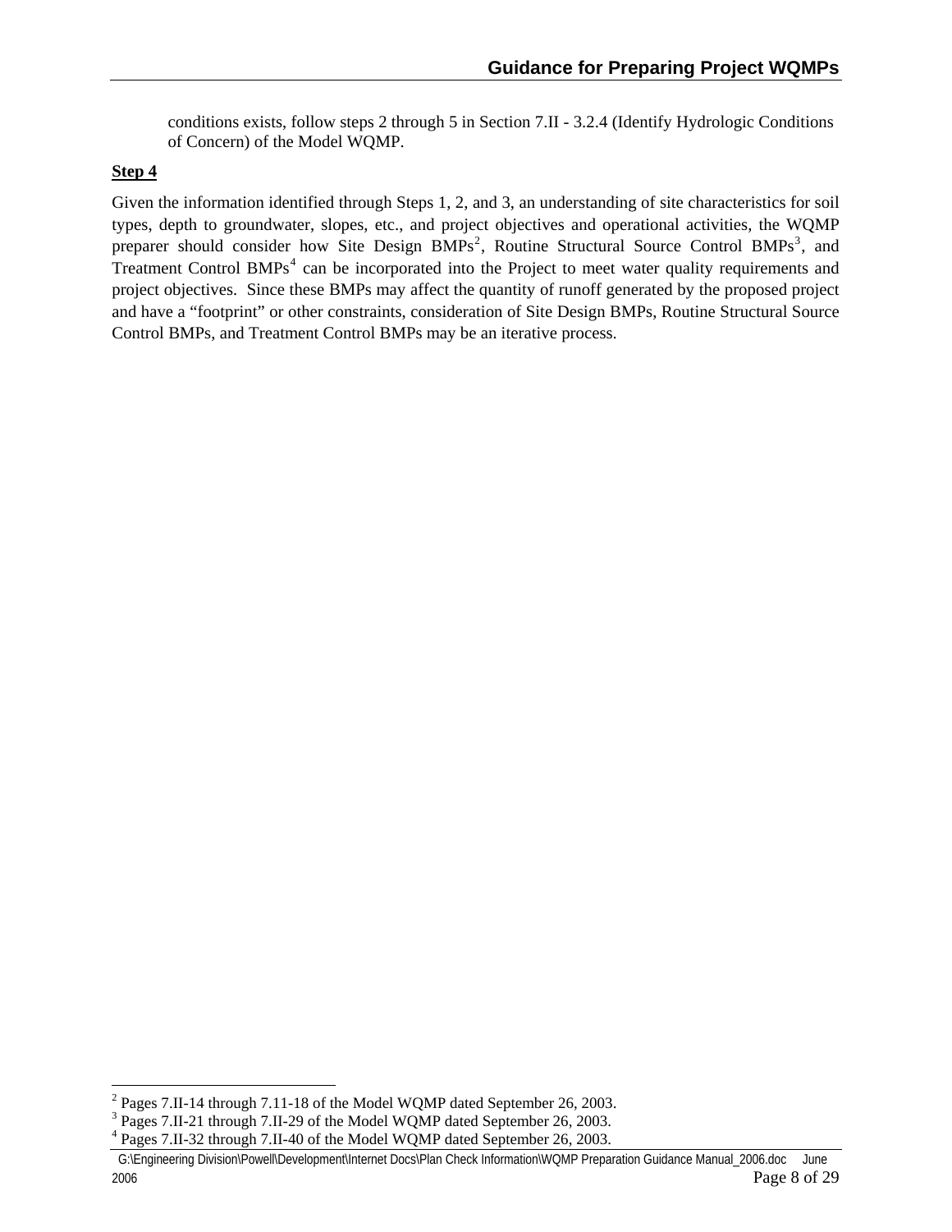conditions exists, follow steps 2 through 5 in Section 7.II - 3.2.4 (Identify Hydrologic Conditions of Concern) of the Model WQMP.

**Step 4**

Given the information identified through Steps 1, 2, and 3, an understanding of site characteristics for soil types, depth to groundwater, slopes, etc., and project objectives and operational activities, the WQMP preparer should consider how Site Design BMPs[2], Routine Structural Source Control BMPs[3], and Treatment Control BMPs[4] can be incorporated into the Project to meet water quality requirements and project objectives. Since these BMPs may affect the quantity of runoff generated by the proposed project and have a "footprint" or other constraints, consideration of Site Design BMPs, Routine Structural Source Control BMPs, and Treatment Control BMPs may be an iterative process.

---

[2] Pages 7.II-14 through 7.11-18 of the Model WQMP dated September 26, 2003.
[3] Pages 7.II-21 through 7.II-29 of the Model WQMP dated September 26, 2003.
[4] Pages 7.II-32 through 7.II-40 of the Model WQMP dated September 26, 2003.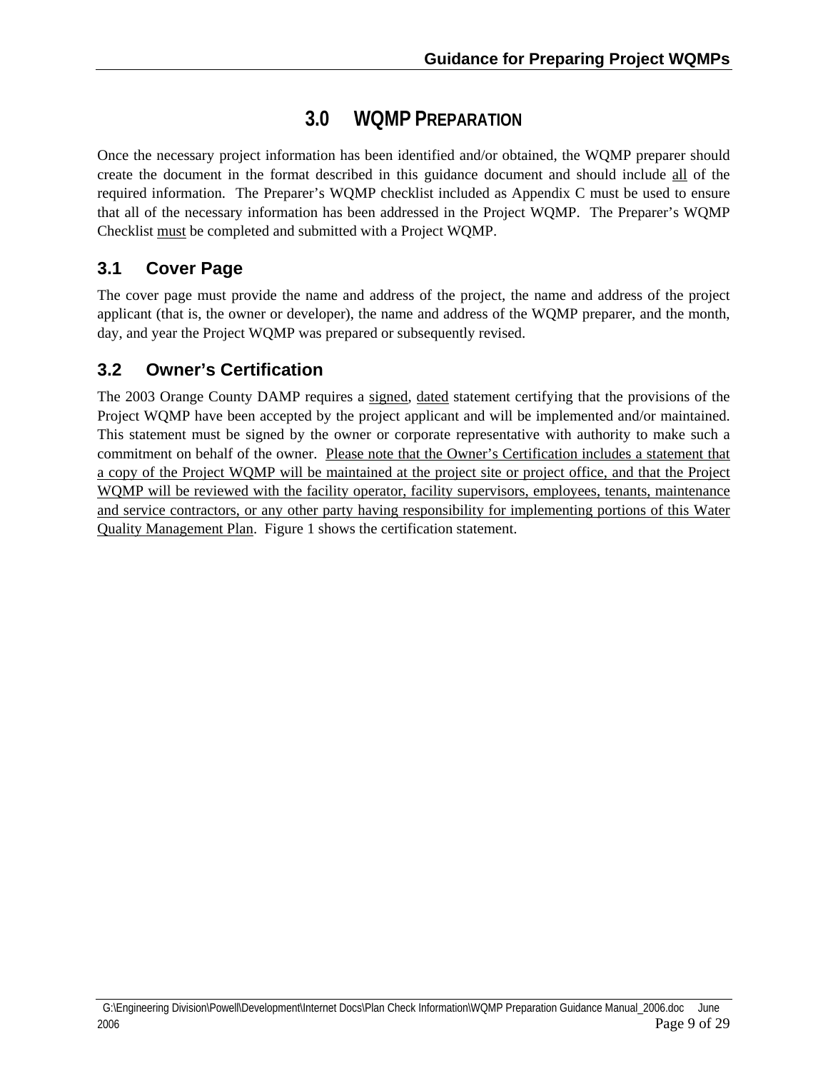# 3.0 WQMP PREPARATION

Once the necessary project information has been identified and/or obtained, the WQMP preparer should create the document in the format described in this guidance document and should include <u>all</u> of the required information. The Preparer's WQMP checklist included as Appendix C must be used to ensure that all of the necessary information has been addressed in the Project WQMP. The Preparer's WQMP Checklist <u>must</u> be completed and submitted with a Project WQMP.

## 3.1 Cover Page

The cover page must provide the name and address of the project, the name and address of the project applicant (that is, the owner or developer), the name and address of the WQMP preparer, and the month, day, and year the Project WQMP was prepared or subsequently revised.

## 3.2 Owner's Certification

The 2003 Orange County DAMP requires a <u>signed</u>, <u>dated</u> statement certifying that the provisions of the Project WQMP have been accepted by the project applicant and will be implemented and/or maintained. This statement must be signed by the owner or corporate representative with authority to make such a commitment on behalf of the owner. <u>Please note that the Owner's Certification includes a statement that a copy of the Project WQMP will be maintained at the project site or project office, and that the Project WQMP will be reviewed with the facility operator, facility supervisors, employees, tenants, maintenance and service contractors, or any other party having responsibility for implementing portions of this Water Quality Management Plan</u>. Figure 1 shows the certification statement.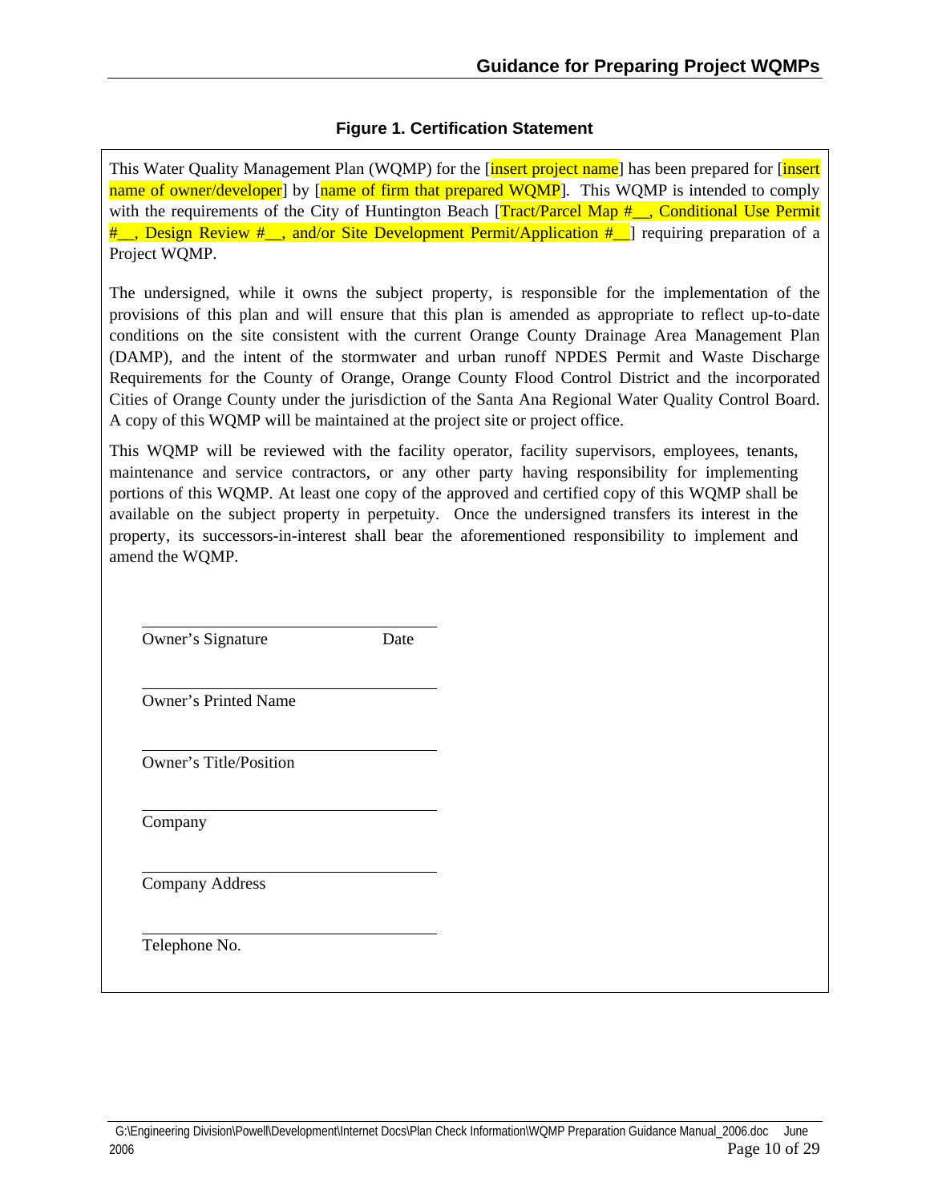**Figure 1. Certification Statement**

This Water Quality Management Plan (WQMP) for the [insert project name] has been prepared for [insert name of owner/developer] by [name of firm that prepared WQMP]. This WQMP is intended to comply with the requirements of the City of Huntington Beach [Tract/Parcel Map #__, Conditional Use Permit #__, Design Review #__, and/or Site Development Permit/Application #__] requiring preparation of a Project WQMP.

The undersigned, while it owns the subject property, is responsible for the implementation of the provisions of this plan and will ensure that this plan is amended as appropriate to reflect up-to-date conditions on the site consistent with the current Orange County Drainage Area Management Plan (DAMP), and the intent of the stormwater and urban runoff NPDES Permit and Waste Discharge Requirements for the County of Orange, Orange County Flood Control District and the incorporated Cities of Orange County under the jurisdiction of the Santa Ana Regional Water Quality Control Board. A copy of this WQMP will be maintained at the project site or project office.

This WQMP will be reviewed with the facility operator, facility supervisors, employees, tenants, maintenance and service contractors, or any other party having responsibility for implementing portions of this WQMP. At least one copy of the approved and certified copy of this WQMP shall be available on the subject property in perpetuity. Once the undersigned transfers its interest in the property, its successors-in-interest shall bear the aforementioned responsibility to implement and amend the WQMP.

______________________________
Owner's Signature Date

______________________________
Owner's Printed Name

______________________________
Owner's Title/Position

______________________________
Company

______________________________
Company Address

______________________________
Telephone No.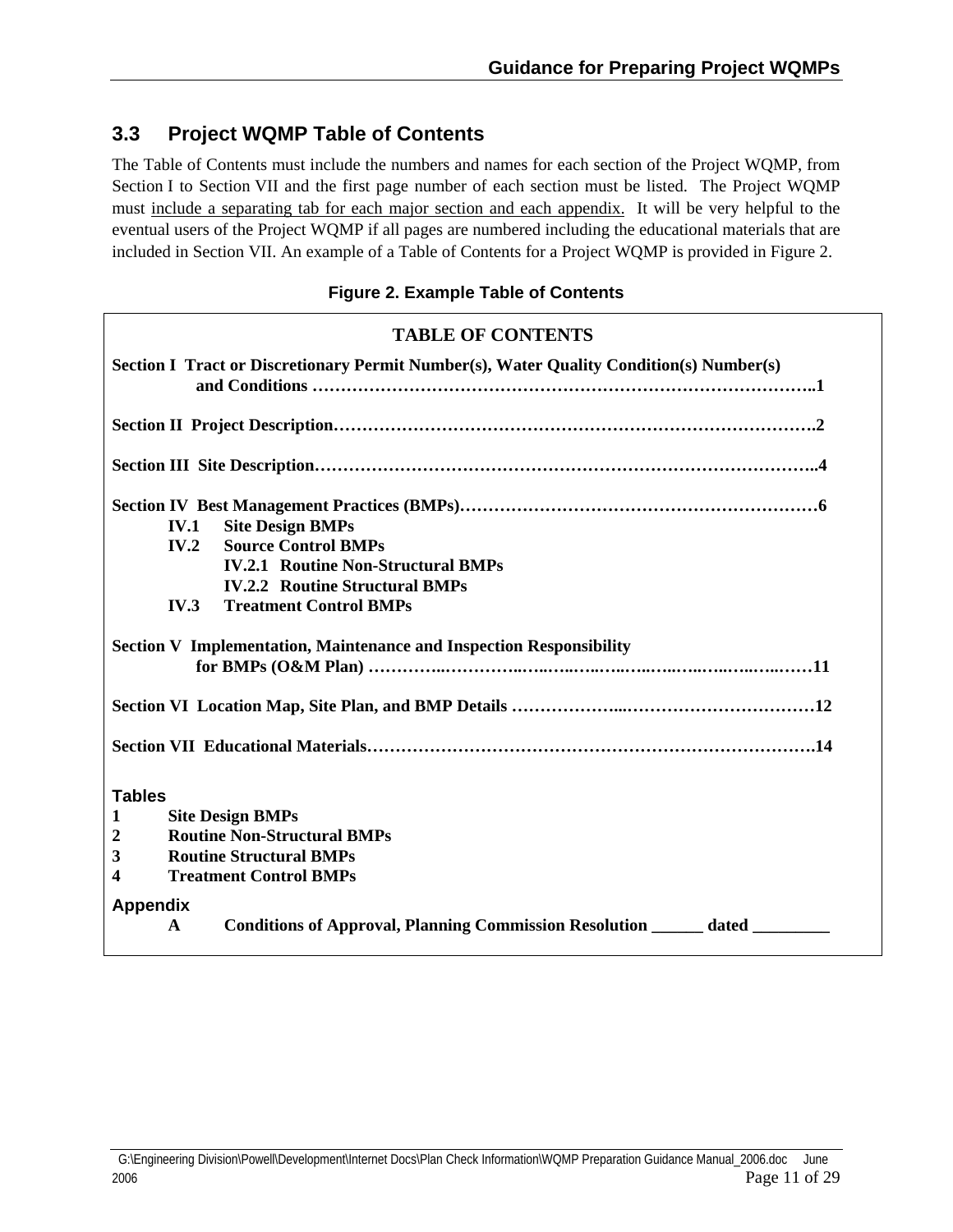## 3.3 Project WQMP Table of Contents

The Table of Contents must include the numbers and names for each section of the Project WQMP, from Section I to Section VII and the first page number of each section must be listed. The Project WQMP must <u>include a separating tab for each major section and each appendix.</u> It will be very helpful to the eventual users of the Project WQMP if all pages are numbered including the educational materials that are included in Section VII. An example of a Table of Contents for a Project WQMP is provided in Figure 2.

**Figure 2. Example Table of Contents**

**TABLE OF CONTENTS**

**Section I Tract or Discretionary Permit Number(s), Water Quality Condition(s) Number(s) and Conditions ……………………………………………………………………………..1**

**Section II Project Description……………………………………………………………………….2**

**Section III Site Description…………………………………………………………………………..4**

**Section IV Best Management Practices (BMPs)……………………………………………………6**

- **IV.1 Site Design BMPs**
- **IV.2 Source Control BMPs**
  - **IV.2.1 Routine Non-Structural BMPs**
  - **IV.2.2 Routine Structural BMPs**
- **IV.3 Treatment Control BMPs**

**Section V Implementation, Maintenance and Inspection Responsibility for BMPs (O&M Plan) …………..………..…..…..…..…..…..…..…..…..……11**

**Section VI Location Map, Site Plan, and BMP Details ………………...……………………………12**

**Section VII Educational Materials………………………………………………………………….14**

**Tables**

1. **Site Design BMPs**
2. **Routine Non-Structural BMPs**
3. **Routine Structural BMPs**
4. **Treatment Control BMPs**

**Appendix**

- **A Conditions of Approval, Planning Commission Resolution ______ dated ________**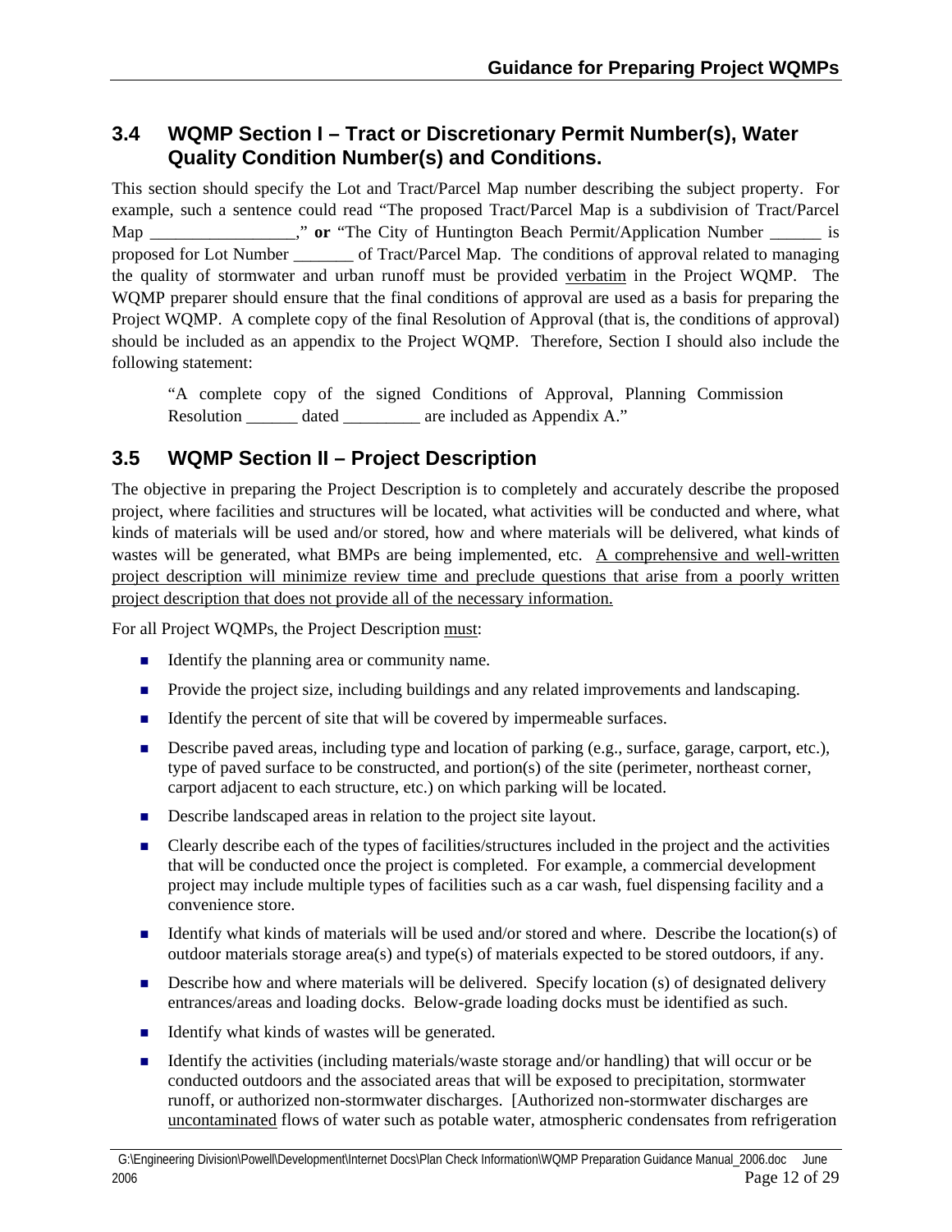## 3.4 WQMP Section I – Tract or Discretionary Permit Number(s), Water Quality Condition Number(s) and Conditions.

This section should specify the Lot and Tract/Parcel Map number describing the subject property. For example, such a sentence could read "The proposed Tract/Parcel Map is a subdivision of Tract/Parcel Map _________________," **or** "The City of Huntington Beach Permit/Application Number ______ is proposed for Lot Number _______ of Tract/Parcel Map. The conditions of approval related to managing the quality of stormwater and urban runoff must be provided <u>verbatim</u> in the Project WQMP. The WQMP preparer should ensure that the final conditions of approval are used as a basis for preparing the Project WQMP. A complete copy of the final Resolution of Approval (that is, the conditions of approval) should be included as an appendix to the Project WQMP. Therefore, Section I should also include the following statement:

> "A complete copy of the signed Conditions of Approval, Planning Commission Resolution ______ dated _________ are included as Appendix A."

## 3.5 WQMP Section II – Project Description

The objective in preparing the Project Description is to completely and accurately describe the proposed project, where facilities and structures will be located, what activities will be conducted and where, what kinds of materials will be used and/or stored, how and where materials will be delivered, what kinds of wastes will be generated, what BMPs are being implemented, etc. <u>A comprehensive and well-written project description will minimize review time and preclude questions that arise from a poorly written project description that does not provide all of the necessary information.</u>

For all Project WQMPs, the Project Description <u>must</u>:

- Identify the planning area or community name.
- Provide the project size, including buildings and any related improvements and landscaping.
- Identify the percent of site that will be covered by impermeable surfaces.
- Describe paved areas, including type and location of parking (e.g., surface, garage, carport, etc.), type of paved surface to be constructed, and portion(s) of the site (perimeter, northeast corner, carport adjacent to each structure, etc.) on which parking will be located.
- Describe landscaped areas in relation to the project site layout.
- Clearly describe each of the types of facilities/structures included in the project and the activities that will be conducted once the project is completed. For example, a commercial development project may include multiple types of facilities such as a car wash, fuel dispensing facility and a convenience store.
- Identify what kinds of materials will be used and/or stored and where. Describe the location(s) of outdoor materials storage area(s) and type(s) of materials expected to be stored outdoors, if any.
- Describe how and where materials will be delivered. Specify location (s) of designated delivery entrances/areas and loading docks. Below-grade loading docks must be identified as such.
- Identify what kinds of wastes will be generated.
- Identify the activities (including materials/waste storage and/or handling) that will occur or be conducted outdoors and the associated areas that will be exposed to precipitation, stormwater runoff, or authorized non-stormwater discharges. [Authorized non-stormwater discharges are <u>uncontaminated</u> flows of water such as potable water, atmospheric condensates from refrigeration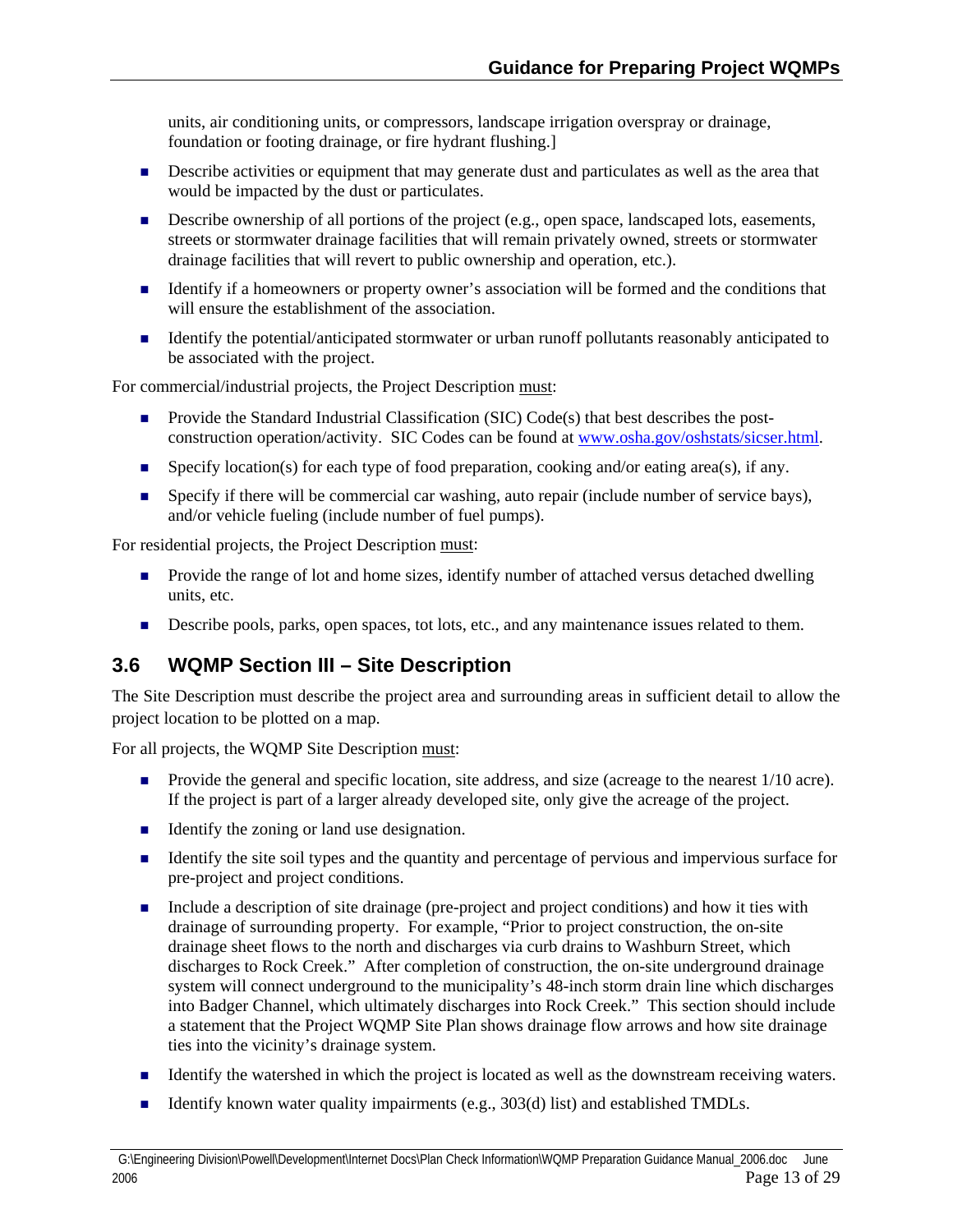units, air conditioning units, or compressors, landscape irrigation overspray or drainage, foundation or footing drainage, or fire hydrant flushing.]

- Describe activities or equipment that may generate dust and particulates as well as the area that would be impacted by the dust or particulates.
- Describe ownership of all portions of the project (e.g., open space, landscaped lots, easements, streets or stormwater drainage facilities that will remain privately owned, streets or stormwater drainage facilities that will revert to public ownership and operation, etc.).
- Identify if a homeowners or property owner's association will be formed and the conditions that will ensure the establishment of the association.
- Identify the potential/anticipated stormwater or urban runoff pollutants reasonably anticipated to be associated with the project.

For commercial/industrial projects, the Project Description must:

- Provide the Standard Industrial Classification (SIC) Code(s) that best describes the post-construction operation/activity. SIC Codes can be found at www.osha.gov/oshstats/sicser.html.
- Specify location(s) for each type of food preparation, cooking and/or eating area(s), if any.
- Specify if there will be commercial car washing, auto repair (include number of service bays), and/or vehicle fueling (include number of fuel pumps).

For residential projects, the Project Description must:

- Provide the range of lot and home sizes, identify number of attached versus detached dwelling units, etc.
- Describe pools, parks, open spaces, tot lots, etc., and any maintenance issues related to them.

## 3.6 WQMP Section III – Site Description

The Site Description must describe the project area and surrounding areas in sufficient detail to allow the project location to be plotted on a map.

For all projects, the WQMP Site Description must:

- Provide the general and specific location, site address, and size (acreage to the nearest 1/10 acre). If the project is part of a larger already developed site, only give the acreage of the project.
- Identify the zoning or land use designation.
- Identify the site soil types and the quantity and percentage of pervious and impervious surface for pre-project and project conditions.
- Include a description of site drainage (pre-project and project conditions) and how it ties with drainage of surrounding property. For example, "Prior to project construction, the on-site drainage sheet flows to the north and discharges via curb drains to Washburn Street, which discharges to Rock Creek." After completion of construction, the on-site underground drainage system will connect underground to the municipality's 48-inch storm drain line which discharges into Badger Channel, which ultimately discharges into Rock Creek." This section should include a statement that the Project WQMP Site Plan shows drainage flow arrows and how site drainage ties into the vicinity's drainage system.
- Identify the watershed in which the project is located as well as the downstream receiving waters.
- Identify known water quality impairments (e.g., 303(d) list) and established TMDLs.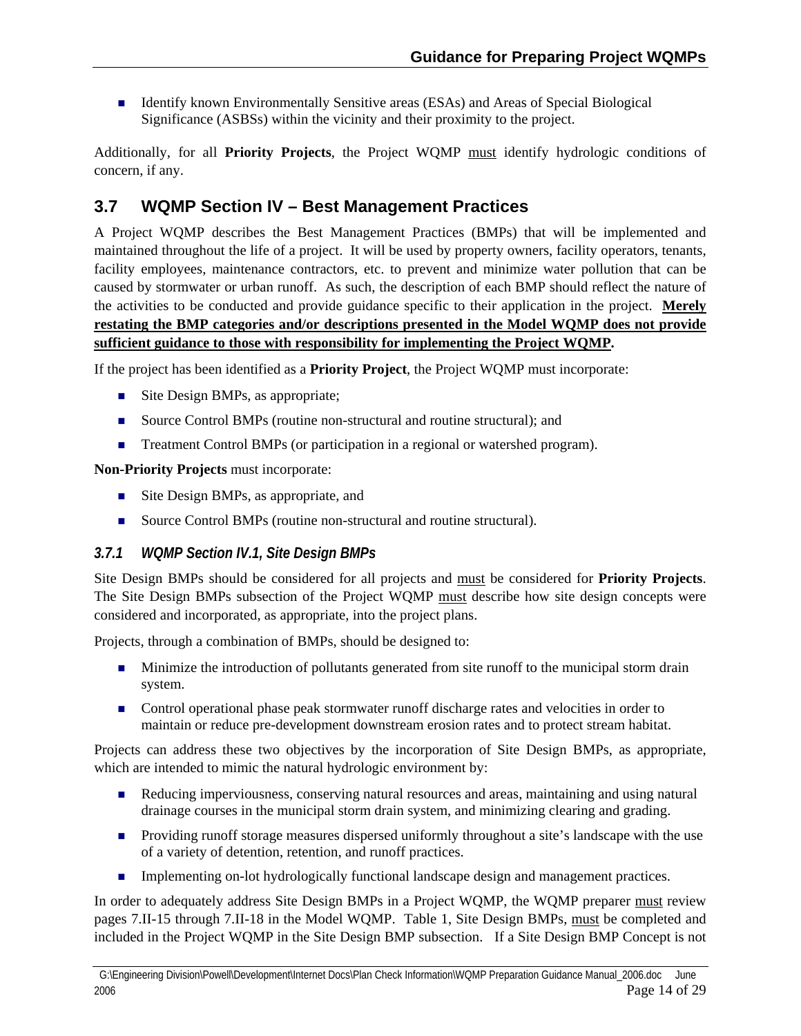- Identify known Environmentally Sensitive areas (ESAs) and Areas of Special Biological Significance (ASBSs) within the vicinity and their proximity to the project.

Additionally, for all **Priority Projects**, the Project WQMP <u>must</u> identify hydrologic conditions of concern, if any.

## 3.7 WQMP Section IV – Best Management Practices

A Project WQMP describes the Best Management Practices (BMPs) that will be implemented and maintained throughout the life of a project. It will be used by property owners, facility operators, tenants, facility employees, maintenance contractors, etc. to prevent and minimize water pollution that can be caused by stormwater or urban runoff. As such, the description of each BMP should reflect the nature of the activities to be conducted and provide guidance specific to their application in the project. **<u>Merely restating the BMP categories and/or descriptions presented in the Model WQMP does not provide sufficient guidance to those with responsibility for implementing the Project WQMP</u>.**

If the project has been identified as a **Priority Project**, the Project WQMP must incorporate:

- Site Design BMPs, as appropriate;
- Source Control BMPs (routine non-structural and routine structural); and
- Treatment Control BMPs (or participation in a regional or watershed program).

**Non-Priority Projects** must incorporate:

- Site Design BMPs, as appropriate, and
- Source Control BMPs (routine non-structural and routine structural).

### *3.7.1 WQMP Section IV.1, Site Design BMPs*

Site Design BMPs should be considered for all projects and <u>must</u> be considered for **Priority Projects**. The Site Design BMPs subsection of the Project WQMP <u>must</u> describe how site design concepts were considered and incorporated, as appropriate, into the project plans.

Projects, through a combination of BMPs, should be designed to:

- Minimize the introduction of pollutants generated from site runoff to the municipal storm drain system.
- Control operational phase peak stormwater runoff discharge rates and velocities in order to maintain or reduce pre-development downstream erosion rates and to protect stream habitat.

Projects can address these two objectives by the incorporation of Site Design BMPs, as appropriate, which are intended to mimic the natural hydrologic environment by:

- Reducing imperviousness, conserving natural resources and areas, maintaining and using natural drainage courses in the municipal storm drain system, and minimizing clearing and grading.
- Providing runoff storage measures dispersed uniformly throughout a site's landscape with the use of a variety of detention, retention, and runoff practices.
- Implementing on-lot hydrologically functional landscape design and management practices.

In order to adequately address Site Design BMPs in a Project WQMP, the WQMP preparer <u>must</u> review pages 7.II-15 through 7.II-18 in the Model WQMP. Table 1, Site Design BMPs, <u>must</u> be completed and included in the Project WQMP in the Site Design BMP subsection. If a Site Design BMP Concept is not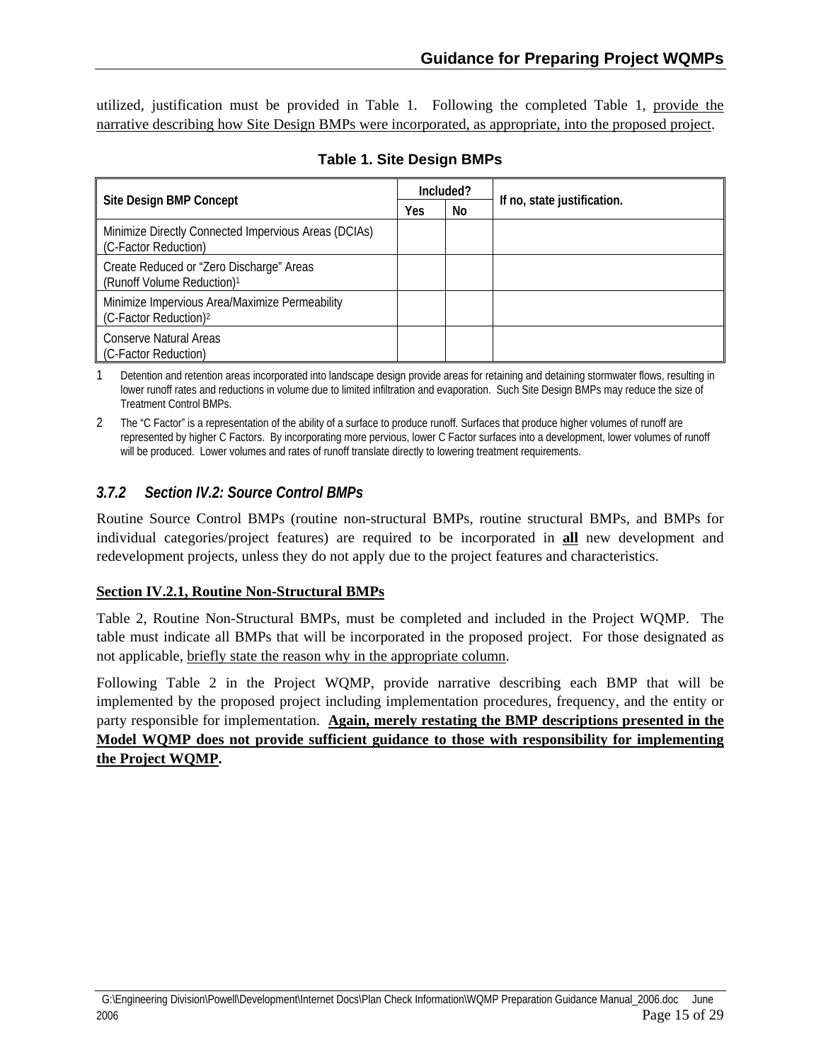utilized, justification must be provided in Table 1. Following the completed Table 1, <u>provide the narrative describing how Site Design BMPs were incorporated, as appropriate, into the proposed project</u>.

**Table 1. Site Design BMPs**

| Site Design BMP Concept | Included? | | If no, state justification. |
|---|---|---|---|
| | Yes | No | |
| Minimize Directly Connected Impervious Areas (DCIAs) (C-Factor Reduction) | | | |
| Create Reduced or "Zero Discharge" Areas (Runoff Volume Reduction)[1] | | | |
| Minimize Impervious Area/Maximize Permeability (C-Factor Reduction)[2] | | | |
| Conserve Natural Areas (C-Factor Reduction) | | | |

1 Detention and retention areas incorporated into landscape design provide areas for retaining and detaining stormwater flows, resulting in lower runoff rates and reductions in volume due to limited infiltration and evaporation. Such Site Design BMPs may reduce the size of Treatment Control BMPs.

2 The "C Factor" is a representation of the ability of a surface to produce runoff. Surfaces that produce higher volumes of runoff are represented by higher C Factors. By incorporating more pervious, lower C Factor surfaces into a development, lower volumes of runoff will be produced. Lower volumes and rates of runoff translate directly to lowering treatment requirements.

### *3.7.2 Section IV.2: Source Control BMPs*

Routine Source Control BMPs (routine non-structural BMPs, routine structural BMPs, and BMPs for individual categories/project features) are required to be incorporated in <u>**all**</u> new development and redevelopment projects, unless they do not apply due to the project features and characteristics.

**<u>Section IV.2.1, Routine Non-Structural BMPs</u>**

Table 2, Routine Non-Structural BMPs, must be completed and included in the Project WQMP. The table must indicate all BMPs that will be incorporated in the proposed project. For those designated as not applicable, <u>briefly state the reason why in the appropriate column</u>.

Following Table 2 in the Project WQMP, provide narrative describing each BMP that will be implemented by the proposed project including implementation procedures, frequency, and the entity or party responsible for implementation. **<u>Again, merely restating the BMP descriptions presented in the Model WQMP does not provide sufficient guidance to those with responsibility for implementing the Project WQMP</u>.**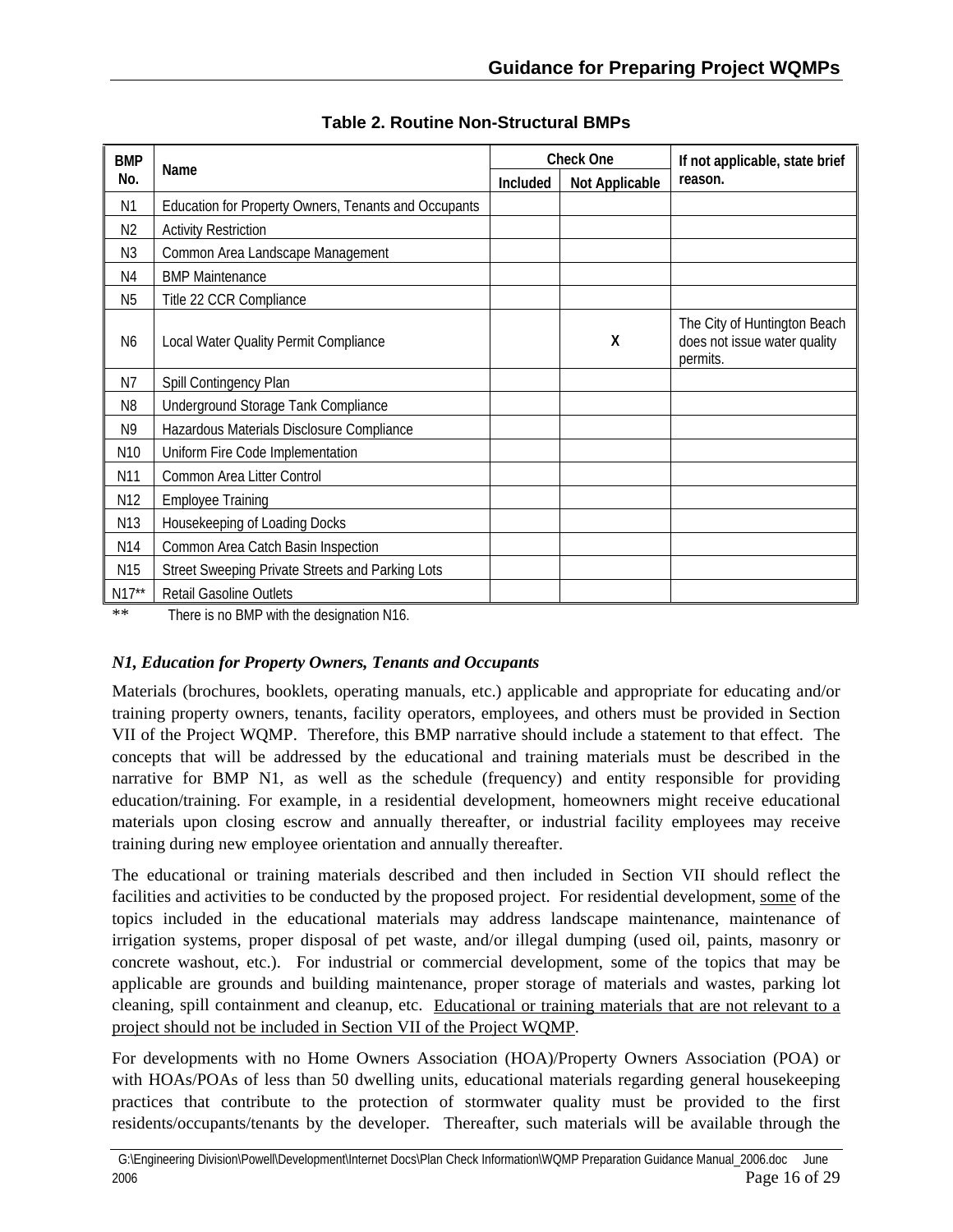**Table 2. Routine Non-Structural BMPs**

| BMP No. | Name | Check One | | If not applicable, state brief reason. |
|---|---|---|---|---|
| | | Included | Not Applicable | |
| N1 | Education for Property Owners, Tenants and Occupants | | | |
| N2 | Activity Restriction | | | |
| N3 | Common Area Landscape Management | | | |
| N4 | BMP Maintenance | | | |
| N5 | Title 22 CCR Compliance | | | |
| N6 | Local Water Quality Permit Compliance | | X | The City of Huntington Beach does not issue water quality permits. |
| N7 | Spill Contingency Plan | | | |
| N8 | Underground Storage Tank Compliance | | | |
| N9 | Hazardous Materials Disclosure Compliance | | | |
| N10 | Uniform Fire Code Implementation | | | |
| N11 | Common Area Litter Control | | | |
| N12 | Employee Training | | | |
| N13 | Housekeeping of Loading Docks | | | |
| N14 | Common Area Catch Basin Inspection | | | |
| N15 | Street Sweeping Private Streets and Parking Lots | | | |
| N17** | Retail Gasoline Outlets | | | |

** There is no BMP with the designation N16.

***N1, Education for Property Owners, Tenants and Occupants***

Materials (brochures, booklets, operating manuals, etc.) applicable and appropriate for educating and/or training property owners, tenants, facility operators, employees, and others must be provided in Section VII of the Project WQMP. Therefore, this BMP narrative should include a statement to that effect. The concepts that will be addressed by the educational and training materials must be described in the narrative for BMP N1, as well as the schedule (frequency) and entity responsible for providing education/training. For example, in a residential development, homeowners might receive educational materials upon closing escrow and annually thereafter, or industrial facility employees may receive training during new employee orientation and annually thereafter.

The educational or training materials described and then included in Section VII should reflect the facilities and activities to be conducted by the proposed project. For residential development, <u>some</u> of the topics included in the educational materials may address landscape maintenance, maintenance of irrigation systems, proper disposal of pet waste, and/or illegal dumping (used oil, paints, masonry or concrete washout, etc.). For industrial or commercial development, some of the topics that may be applicable are grounds and building maintenance, proper storage of materials and wastes, parking lot cleaning, spill containment and cleanup, etc. <u>Educational or training materials that are not relevant to a project should not be included in Section VII of the Project WQMP</u>.

For developments with no Home Owners Association (HOA)/Property Owners Association (POA) or with HOAs/POAs of less than 50 dwelling units, educational materials regarding general housekeeping practices that contribute to the protection of stormwater quality must be provided to the first residents/occupants/tenants by the developer. Thereafter, such materials will be available through the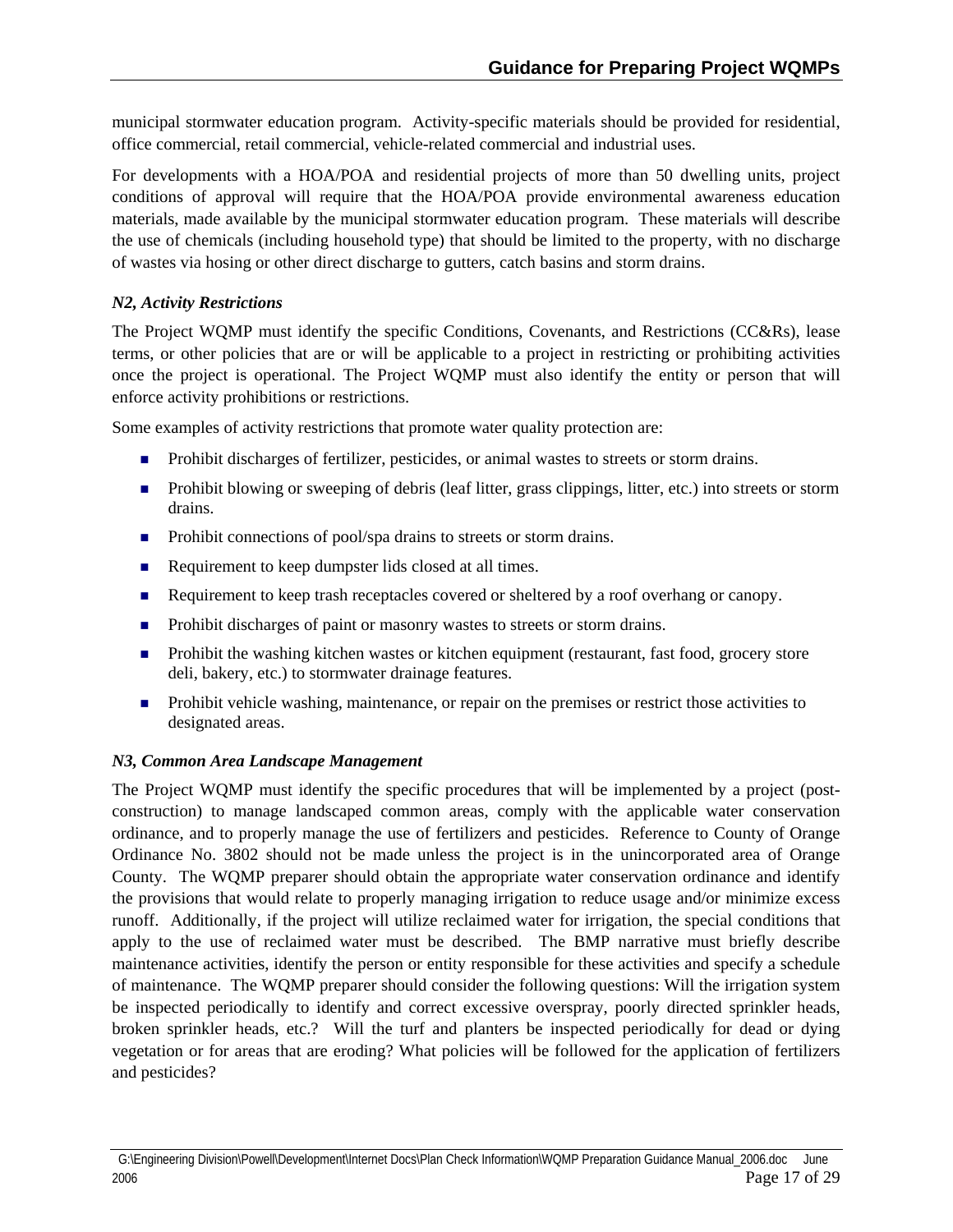municipal stormwater education program. Activity-specific materials should be provided for residential, office commercial, retail commercial, vehicle-related commercial and industrial uses.

For developments with a HOA/POA and residential projects of more than 50 dwelling units, project conditions of approval will require that the HOA/POA provide environmental awareness education materials, made available by the municipal stormwater education program. These materials will describe the use of chemicals (including household type) that should be limited to the property, with no discharge of wastes via hosing or other direct discharge to gutters, catch basins and storm drains.

### *N2, Activity Restrictions*

The Project WQMP must identify the specific Conditions, Covenants, and Restrictions (CC&Rs), lease terms, or other policies that are or will be applicable to a project in restricting or prohibiting activities once the project is operational. The Project WQMP must also identify the entity or person that will enforce activity prohibitions or restrictions.

Some examples of activity restrictions that promote water quality protection are:

- Prohibit discharges of fertilizer, pesticides, or animal wastes to streets or storm drains.
- Prohibit blowing or sweeping of debris (leaf litter, grass clippings, litter, etc.) into streets or storm drains.
- Prohibit connections of pool/spa drains to streets or storm drains.
- Requirement to keep dumpster lids closed at all times.
- Requirement to keep trash receptacles covered or sheltered by a roof overhang or canopy.
- Prohibit discharges of paint or masonry wastes to streets or storm drains.
- Prohibit the washing kitchen wastes or kitchen equipment (restaurant, fast food, grocery store deli, bakery, etc.) to stormwater drainage features.
- Prohibit vehicle washing, maintenance, or repair on the premises or restrict those activities to designated areas.

### *N3, Common Area Landscape Management*

The Project WQMP must identify the specific procedures that will be implemented by a project (post-construction) to manage landscaped common areas, comply with the applicable water conservation ordinance, and to properly manage the use of fertilizers and pesticides. Reference to County of Orange Ordinance No. 3802 should not be made unless the project is in the unincorporated area of Orange County. The WQMP preparer should obtain the appropriate water conservation ordinance and identify the provisions that would relate to properly managing irrigation to reduce usage and/or minimize excess runoff. Additionally, if the project will utilize reclaimed water for irrigation, the special conditions that apply to the use of reclaimed water must be described. The BMP narrative must briefly describe maintenance activities, identify the person or entity responsible for these activities and specify a schedule of maintenance. The WQMP preparer should consider the following questions: Will the irrigation system be inspected periodically to identify and correct excessive overspray, poorly directed sprinkler heads, broken sprinkler heads, etc.? Will the turf and planters be inspected periodically for dead or dying vegetation or for areas that are eroding? What policies will be followed for the application of fertilizers and pesticides?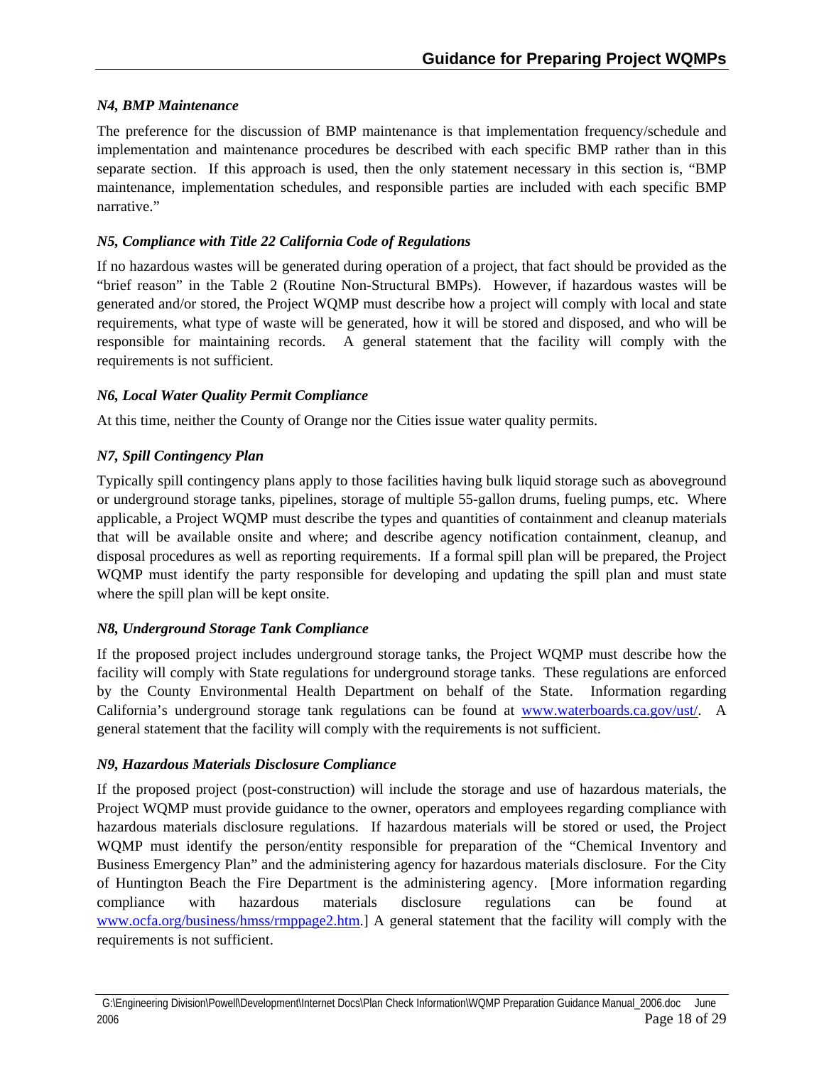*N4, BMP Maintenance*

The preference for the discussion of BMP maintenance is that implementation frequency/schedule and implementation and maintenance procedures be described with each specific BMP rather than in this separate section. If this approach is used, then the only statement necessary in this section is, "BMP maintenance, implementation schedules, and responsible parties are included with each specific BMP narrative."

*N5, Compliance with Title 22 California Code of Regulations*

If no hazardous wastes will be generated during operation of a project, that fact should be provided as the "brief reason" in the Table 2 (Routine Non-Structural BMPs). However, if hazardous wastes will be generated and/or stored, the Project WQMP must describe how a project will comply with local and state requirements, what type of waste will be generated, how it will be stored and disposed, and who will be responsible for maintaining records. A general statement that the facility will comply with the requirements is not sufficient.

*N6, Local Water Quality Permit Compliance*

At this time, neither the County of Orange nor the Cities issue water quality permits.

*N7, Spill Contingency Plan*

Typically spill contingency plans apply to those facilities having bulk liquid storage such as aboveground or underground storage tanks, pipelines, storage of multiple 55-gallon drums, fueling pumps, etc. Where applicable, a Project WQMP must describe the types and quantities of containment and cleanup materials that will be available onsite and where; and describe agency notification containment, cleanup, and disposal procedures as well as reporting requirements. If a formal spill plan will be prepared, the Project WQMP must identify the party responsible for developing and updating the spill plan and must state where the spill plan will be kept onsite.

*N8, Underground Storage Tank Compliance*

If the proposed project includes underground storage tanks, the Project WQMP must describe how the facility will comply with State regulations for underground storage tanks. These regulations are enforced by the County Environmental Health Department on behalf of the State. Information regarding California's underground storage tank regulations can be found at www.waterboards.ca.gov/ust/. A general statement that the facility will comply with the requirements is not sufficient.

*N9, Hazardous Materials Disclosure Compliance*

If the proposed project (post-construction) will include the storage and use of hazardous materials, the Project WQMP must provide guidance to the owner, operators and employees regarding compliance with hazardous materials disclosure regulations. If hazardous materials will be stored or used, the Project WQMP must identify the person/entity responsible for preparation of the "Chemical Inventory and Business Emergency Plan" and the administering agency for hazardous materials disclosure. For the City of Huntington Beach the Fire Department is the administering agency. [More information regarding compliance with hazardous materials disclosure regulations can be found at www.ocfa.org/business/hmss/rmppage2.htm.] A general statement that the facility will comply with the requirements is not sufficient.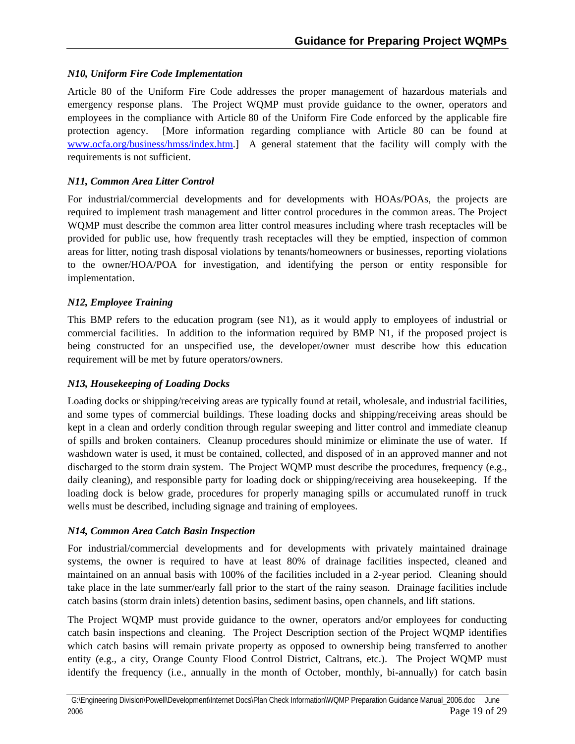### *N10, Uniform Fire Code Implementation*

Article 80 of the Uniform Fire Code addresses the proper management of hazardous materials and emergency response plans. The Project WQMP must provide guidance to the owner, operators and employees in the compliance with Article 80 of the Uniform Fire Code enforced by the applicable fire protection agency. [More information regarding compliance with Article 80 can be found at www.ocfa.org/business/hmss/index.htm.] A general statement that the facility will comply with the requirements is not sufficient.

### *N11, Common Area Litter Control*

For industrial/commercial developments and for developments with HOAs/POAs, the projects are required to implement trash management and litter control procedures in the common areas. The Project WQMP must describe the common area litter control measures including where trash receptacles will be provided for public use, how frequently trash receptacles will they be emptied, inspection of common areas for litter, noting trash disposal violations by tenants/homeowners or businesses, reporting violations to the owner/HOA/POA for investigation, and identifying the person or entity responsible for implementation.

### *N12, Employee Training*

This BMP refers to the education program (see N1), as it would apply to employees of industrial or commercial facilities. In addition to the information required by BMP N1, if the proposed project is being constructed for an unspecified use, the developer/owner must describe how this education requirement will be met by future operators/owners.

### *N13, Housekeeping of Loading Docks*

Loading docks or shipping/receiving areas are typically found at retail, wholesale, and industrial facilities, and some types of commercial buildings. These loading docks and shipping/receiving areas should be kept in a clean and orderly condition through regular sweeping and litter control and immediate cleanup of spills and broken containers. Cleanup procedures should minimize or eliminate the use of water. If washdown water is used, it must be contained, collected, and disposed of in an approved manner and not discharged to the storm drain system. The Project WQMP must describe the procedures, frequency (e.g., daily cleaning), and responsible party for loading dock or shipping/receiving area housekeeping. If the loading dock is below grade, procedures for properly managing spills or accumulated runoff in truck wells must be described, including signage and training of employees.

### *N14, Common Area Catch Basin Inspection*

For industrial/commercial developments and for developments with privately maintained drainage systems, the owner is required to have at least 80% of drainage facilities inspected, cleaned and maintained on an annual basis with 100% of the facilities included in a 2-year period. Cleaning should take place in the late summer/early fall prior to the start of the rainy season. Drainage facilities include catch basins (storm drain inlets) detention basins, sediment basins, open channels, and lift stations.

The Project WQMP must provide guidance to the owner, operators and/or employees for conducting catch basin inspections and cleaning. The Project Description section of the Project WQMP identifies which catch basins will remain private property as opposed to ownership being transferred to another entity (e.g., a city, Orange County Flood Control District, Caltrans, etc.). The Project WQMP must identify the frequency (i.e., annually in the month of October, monthly, bi-annually) for catch basin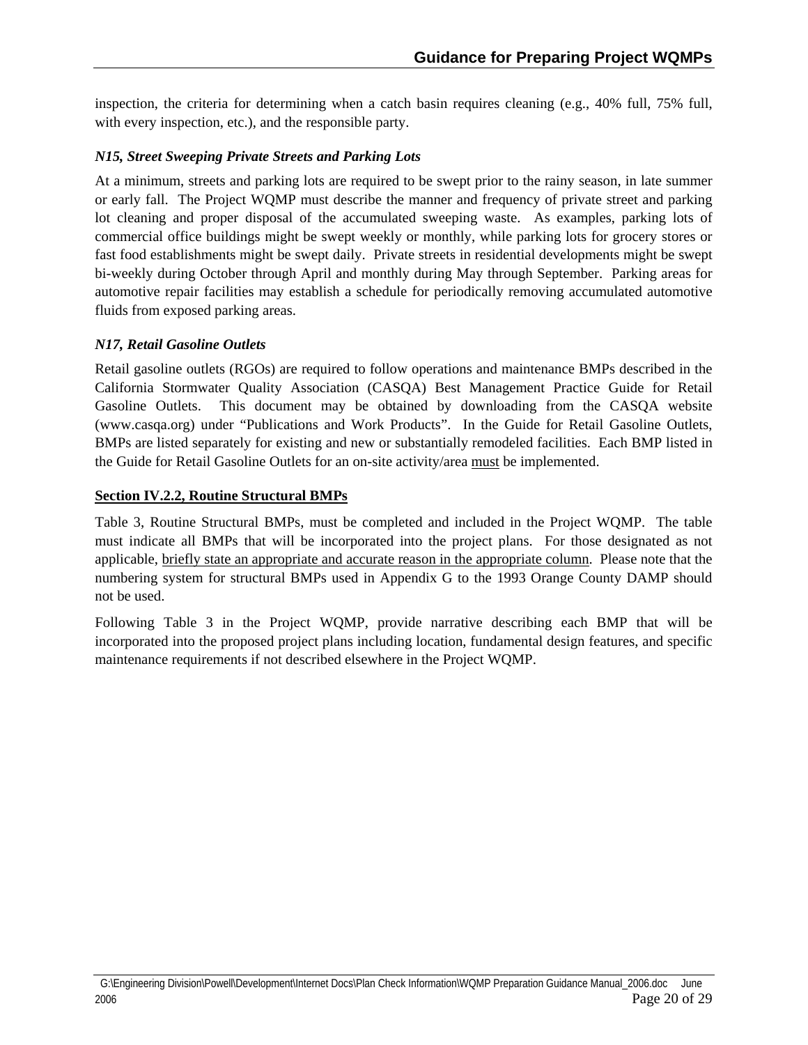inspection, the criteria for determining when a catch basin requires cleaning (e.g., 40% full, 75% full, with every inspection, etc.), and the responsible party.

### *N15, Street Sweeping Private Streets and Parking Lots*

At a minimum, streets and parking lots are required to be swept prior to the rainy season, in late summer or early fall. The Project WQMP must describe the manner and frequency of private street and parking lot cleaning and proper disposal of the accumulated sweeping waste. As examples, parking lots of commercial office buildings might be swept weekly or monthly, while parking lots for grocery stores or fast food establishments might be swept daily. Private streets in residential developments might be swept bi-weekly during October through April and monthly during May through September. Parking areas for automotive repair facilities may establish a schedule for periodically removing accumulated automotive fluids from exposed parking areas.

### *N17, Retail Gasoline Outlets*

Retail gasoline outlets (RGOs) are required to follow operations and maintenance BMPs described in the California Stormwater Quality Association (CASQA) Best Management Practice Guide for Retail Gasoline Outlets. This document may be obtained by downloading from the CASQA website (www.casqa.org) under "Publications and Work Products". In the Guide for Retail Gasoline Outlets, BMPs are listed separately for existing and new or substantially remodeled facilities. Each BMP listed in the Guide for Retail Gasoline Outlets for an on-site activity/area <u>must</u> be implemented.

### <u>**Section IV.2.2, Routine Structural BMPs**</u>

Table 3, Routine Structural BMPs, must be completed and included in the Project WQMP. The table must indicate all BMPs that will be incorporated into the project plans. For those designated as not applicable, <u>briefly state an appropriate and accurate reason in the appropriate column</u>. Please note that the numbering system for structural BMPs used in Appendix G to the 1993 Orange County DAMP should not be used.

Following Table 3 in the Project WQMP, provide narrative describing each BMP that will be incorporated into the proposed project plans including location, fundamental design features, and specific maintenance requirements if not described elsewhere in the Project WQMP.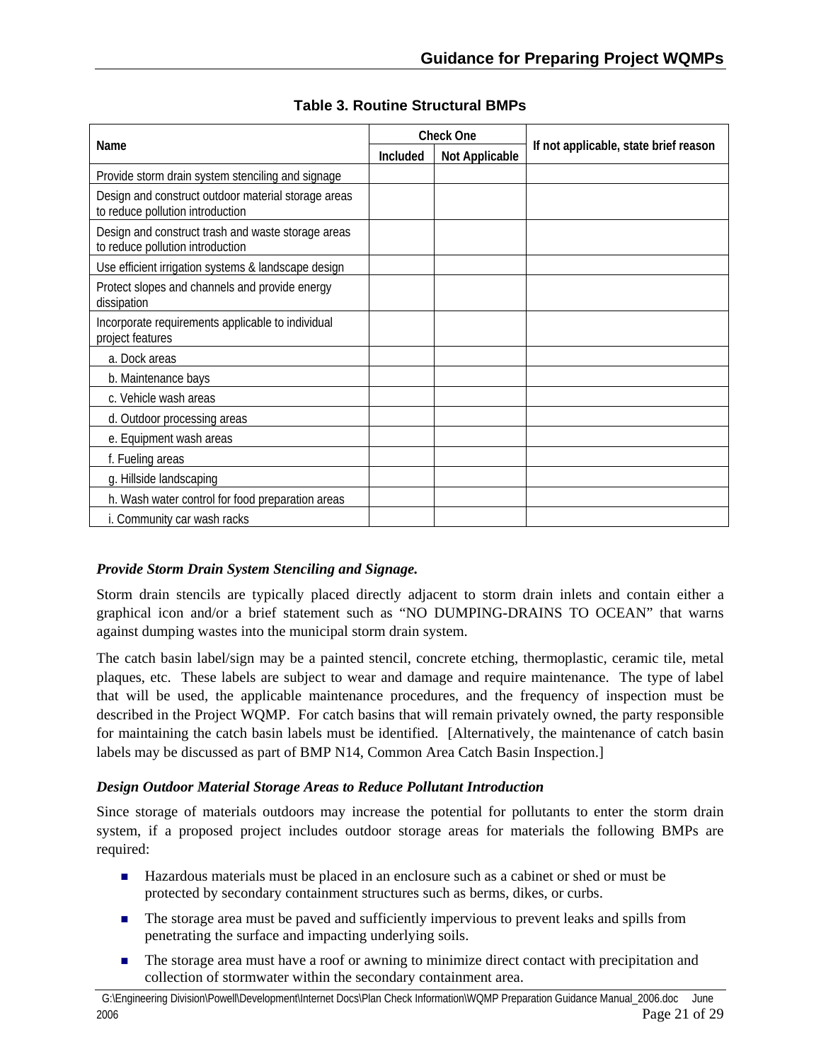**Table 3. Routine Structural BMPs**

| Name | Check One | | If not applicable, state brief reason |
|---|---|---|---|
| | Included | Not Applicable | |
| Provide storm drain system stenciling and signage | | | |
| Design and construct outdoor material storage areas to reduce pollution introduction | | | |
| Design and construct trash and waste storage areas to reduce pollution introduction | | | |
| Use efficient irrigation systems & landscape design | | | |
| Protect slopes and channels and provide energy dissipation | | | |
| Incorporate requirements applicable to individual project features | | | |
| a. Dock areas | | | |
| b. Maintenance bays | | | |
| c. Vehicle wash areas | | | |
| d. Outdoor processing areas | | | |
| e. Equipment wash areas | | | |
| f. Fueling areas | | | |
| g. Hillside landscaping | | | |
| h. Wash water control for food preparation areas | | | |
| i. Community car wash racks | | | |

### *Provide Storm Drain System Stenciling and Signage.*

Storm drain stencils are typically placed directly adjacent to storm drain inlets and contain either a graphical icon and/or a brief statement such as "NO DUMPING-DRAINS TO OCEAN" that warns against dumping wastes into the municipal storm drain system.

The catch basin label/sign may be a painted stencil, concrete etching, thermoplastic, ceramic tile, metal plaques, etc. These labels are subject to wear and damage and require maintenance. The type of label that will be used, the applicable maintenance procedures, and the frequency of inspection must be described in the Project WQMP. For catch basins that will remain privately owned, the party responsible for maintaining the catch basin labels must be identified. [Alternatively, the maintenance of catch basin labels may be discussed as part of BMP N14, Common Area Catch Basin Inspection.]

### *Design Outdoor Material Storage Areas to Reduce Pollutant Introduction*

Since storage of materials outdoors may increase the potential for pollutants to enter the storm drain system, if a proposed project includes outdoor storage areas for materials the following BMPs are required:

- Hazardous materials must be placed in an enclosure such as a cabinet or shed or must be protected by secondary containment structures such as berms, dikes, or curbs.
- The storage area must be paved and sufficiently impervious to prevent leaks and spills from penetrating the surface and impacting underlying soils.
- The storage area must have a roof or awning to minimize direct contact with precipitation and collection of stormwater within the secondary containment area.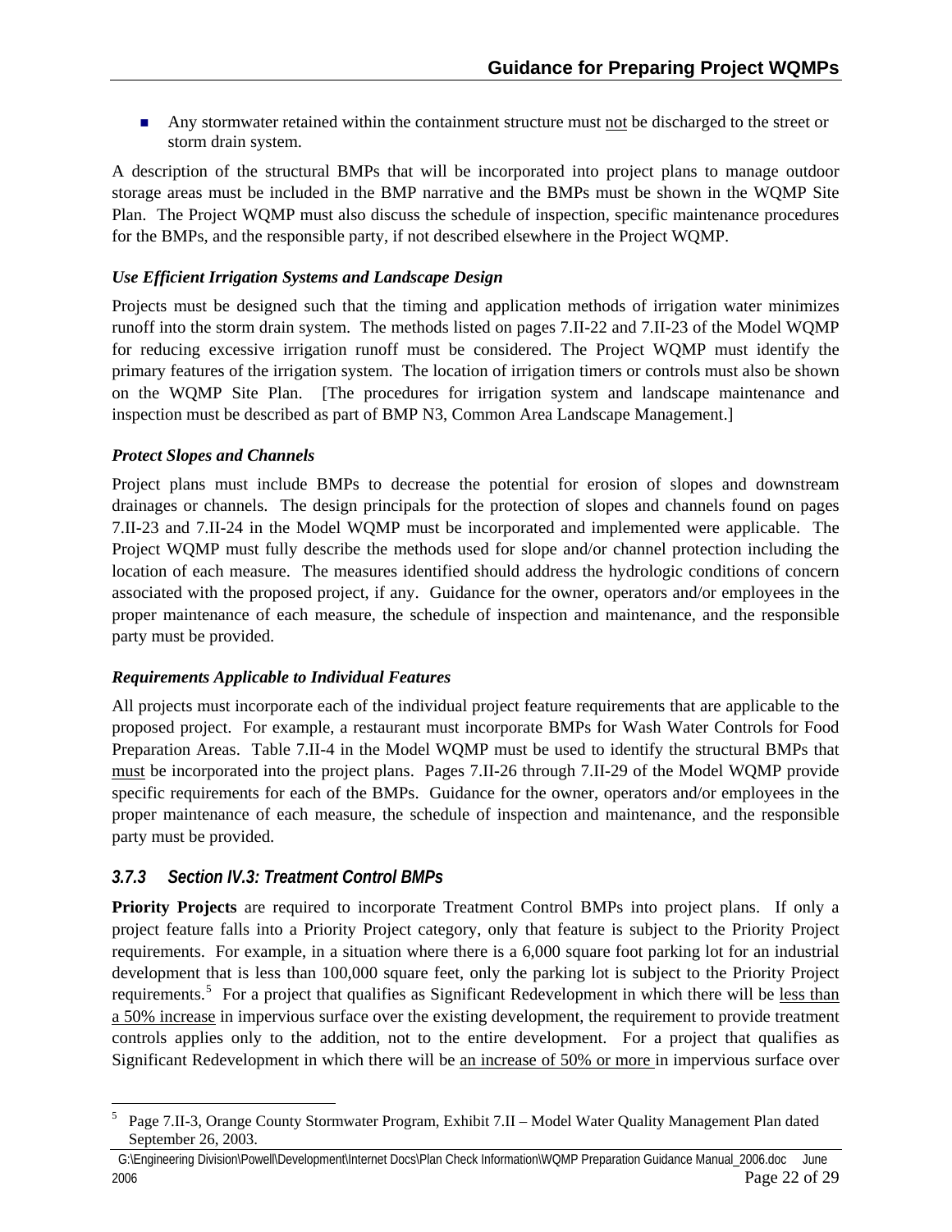- Any stormwater retained within the containment structure must not be discharged to the street or storm drain system.

A description of the structural BMPs that will be incorporated into project plans to manage outdoor storage areas must be included in the BMP narrative and the BMPs must be shown in the WQMP Site Plan. The Project WQMP must also discuss the schedule of inspection, specific maintenance procedures for the BMPs, and the responsible party, if not described elsewhere in the Project WQMP.

***Use Efficient Irrigation Systems and Landscape Design***

Projects must be designed such that the timing and application methods of irrigation water minimizes runoff into the storm drain system. The methods listed on pages 7.II-22 and 7.II-23 of the Model WQMP for reducing excessive irrigation runoff must be considered. The Project WQMP must identify the primary features of the irrigation system. The location of irrigation timers or controls must also be shown on the WQMP Site Plan. [The procedures for irrigation system and landscape maintenance and inspection must be described as part of BMP N3, Common Area Landscape Management.]

***Protect Slopes and Channels***

Project plans must include BMPs to decrease the potential for erosion of slopes and downstream drainages or channels. The design principals for the protection of slopes and channels found on pages 7.II-23 and 7.II-24 in the Model WQMP must be incorporated and implemented were applicable. The Project WQMP must fully describe the methods used for slope and/or channel protection including the location of each measure. The measures identified should address the hydrologic conditions of concern associated with the proposed project, if any. Guidance for the owner, operators and/or employees in the proper maintenance of each measure, the schedule of inspection and maintenance, and the responsible party must be provided.

***Requirements Applicable to Individual Features***

All projects must incorporate each of the individual project feature requirements that are applicable to the proposed project. For example, a restaurant must incorporate BMPs for Wash Water Controls for Food Preparation Areas. Table 7.II-4 in the Model WQMP must be used to identify the structural BMPs that must be incorporated into the project plans. Pages 7.II-26 through 7.II-29 of the Model WQMP provide specific requirements for each of the BMPs. Guidance for the owner, operators and/or employees in the proper maintenance of each measure, the schedule of inspection and maintenance, and the responsible party must be provided.

### *3.7.3 Section IV.3: Treatment Control BMPs*

**Priority Projects** are required to incorporate Treatment Control BMPs into project plans. If only a project feature falls into a Priority Project category, only that feature is subject to the Priority Project requirements. For example, in a situation where there is a 6,000 square foot parking lot for an industrial development that is less than 100,000 square feet, only the parking lot is subject to the Priority Project requirements.[5] For a project that qualifies as Significant Redevelopment in which there will be less than a 50% increase in impervious surface over the existing development, the requirement to provide treatment controls applies only to the addition, not to the entire development. For a project that qualifies as Significant Redevelopment in which there will be an increase of 50% or more in impervious surface over

[5] Page 7.II-3, Orange County Stormwater Program, Exhibit 7.II – Model Water Quality Management Plan dated September 26, 2003.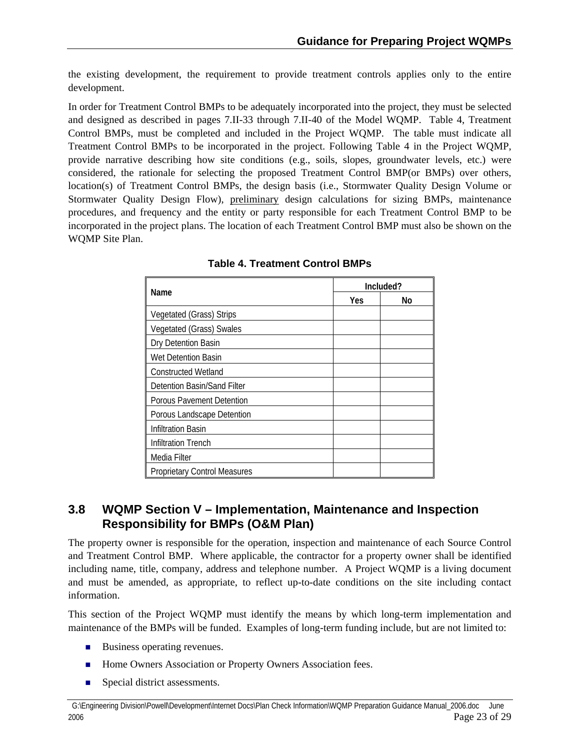the existing development, the requirement to provide treatment controls applies only to the entire development.

In order for Treatment Control BMPs to be adequately incorporated into the project, they must be selected and designed as described in pages 7.II-33 through 7.II-40 of the Model WQMP. Table 4, Treatment Control BMPs, must be completed and included in the Project WQMP. The table must indicate all Treatment Control BMPs to be incorporated in the project. Following Table 4 in the Project WQMP, provide narrative describing how site conditions (e.g., soils, slopes, groundwater levels, etc.) were considered, the rationale for selecting the proposed Treatment Control BMP(or BMPs) over others, location(s) of Treatment Control BMPs, the design basis (i.e., Stormwater Quality Design Volume or Stormwater Quality Design Flow), preliminary design calculations for sizing BMPs, maintenance procedures, and frequency and the entity or party responsible for each Treatment Control BMP to be incorporated in the project plans. The location of each Treatment Control BMP must also be shown on the WQMP Site Plan.

**Table 4. Treatment Control BMPs**

| Name | Included? | |
|---|---|---|
| | Yes | No |
| Vegetated (Grass) Strips | | |
| Vegetated (Grass) Swales | | |
| Dry Detention Basin | | |
| Wet Detention Basin | | |
| Constructed Wetland | | |
| Detention Basin/Sand Filter | | |
| Porous Pavement Detention | | |
| Porous Landscape Detention | | |
| Infiltration Basin | | |
| Infiltration Trench | | |
| Media Filter | | |
| Proprietary Control Measures | | |

## 3.8 WQMP Section V – Implementation, Maintenance and Inspection Responsibility for BMPs (O&M Plan)

The property owner is responsible for the operation, inspection and maintenance of each Source Control and Treatment Control BMP. Where applicable, the contractor for a property owner shall be identified including name, title, company, address and telephone number. A Project WQMP is a living document and must be amended, as appropriate, to reflect up-to-date conditions on the site including contact information.

This section of the Project WQMP must identify the means by which long-term implementation and maintenance of the BMPs will be funded. Examples of long-term funding include, but are not limited to:

- Business operating revenues.
- Home Owners Association or Property Owners Association fees.
- Special district assessments.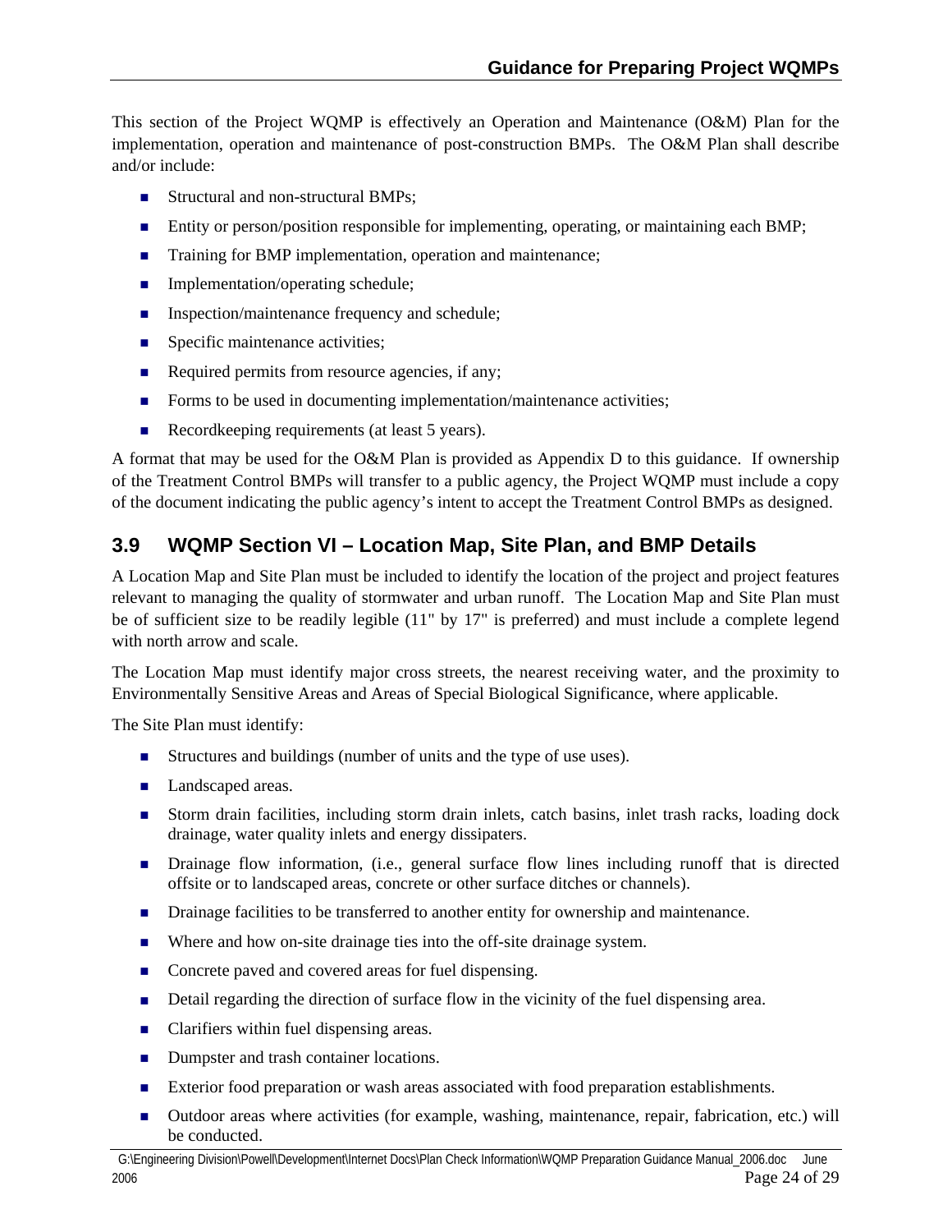This section of the Project WQMP is effectively an Operation and Maintenance (O&M) Plan for the implementation, operation and maintenance of post-construction BMPs. The O&M Plan shall describe and/or include:

- Structural and non-structural BMPs;
- Entity or person/position responsible for implementing, operating, or maintaining each BMP;
- Training for BMP implementation, operation and maintenance;
- Implementation/operating schedule;
- Inspection/maintenance frequency and schedule;
- Specific maintenance activities;
- Required permits from resource agencies, if any;
- Forms to be used in documenting implementation/maintenance activities;
- Recordkeeping requirements (at least 5 years).

A format that may be used for the O&M Plan is provided as Appendix D to this guidance. If ownership of the Treatment Control BMPs will transfer to a public agency, the Project WQMP must include a copy of the document indicating the public agency's intent to accept the Treatment Control BMPs as designed.

## 3.9 WQMP Section VI – Location Map, Site Plan, and BMP Details

A Location Map and Site Plan must be included to identify the location of the project and project features relevant to managing the quality of stormwater and urban runoff. The Location Map and Site Plan must be of sufficient size to be readily legible (11" by 17" is preferred) and must include a complete legend with north arrow and scale.

The Location Map must identify major cross streets, the nearest receiving water, and the proximity to Environmentally Sensitive Areas and Areas of Special Biological Significance, where applicable.

The Site Plan must identify:

- Structures and buildings (number of units and the type of use uses).
- Landscaped areas.
- Storm drain facilities, including storm drain inlets, catch basins, inlet trash racks, loading dock drainage, water quality inlets and energy dissipaters.
- Drainage flow information, (i.e., general surface flow lines including runoff that is directed offsite or to landscaped areas, concrete or other surface ditches or channels).
- Drainage facilities to be transferred to another entity for ownership and maintenance.
- Where and how on-site drainage ties into the off-site drainage system.
- Concrete paved and covered areas for fuel dispensing.
- Detail regarding the direction of surface flow in the vicinity of the fuel dispensing area.
- Clarifiers within fuel dispensing areas.
- Dumpster and trash container locations.
- Exterior food preparation or wash areas associated with food preparation establishments.
- Outdoor areas where activities (for example, washing, maintenance, repair, fabrication, etc.) will be conducted.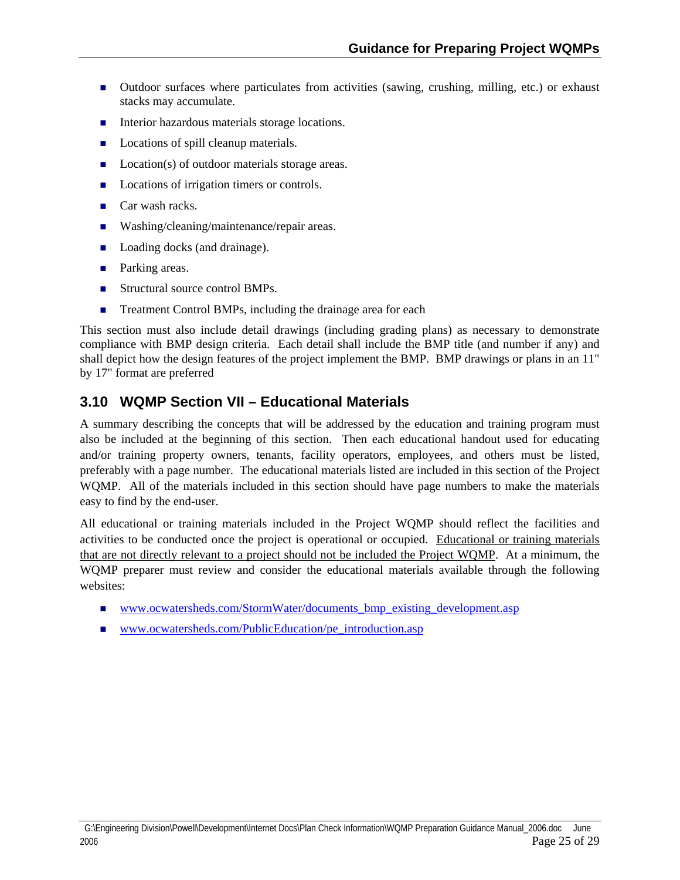- Outdoor surfaces where particulates from activities (sawing, crushing, milling, etc.) or exhaust stacks may accumulate.
- Interior hazardous materials storage locations.
- Locations of spill cleanup materials.
- Location(s) of outdoor materials storage areas.
- Locations of irrigation timers or controls.
- Car wash racks.
- Washing/cleaning/maintenance/repair areas.
- Loading docks (and drainage).
- Parking areas.
- Structural source control BMPs.
- Treatment Control BMPs, including the drainage area for each

This section must also include detail drawings (including grading plans) as necessary to demonstrate compliance with BMP design criteria. Each detail shall include the BMP title (and number if any) and shall depict how the design features of the project implement the BMP. BMP drawings or plans in an 11" by 17" format are preferred

## 3.10 WQMP Section VII – Educational Materials

A summary describing the concepts that will be addressed by the education and training program must also be included at the beginning of this section. Then each educational handout used for educating and/or training property owners, tenants, facility operators, employees, and others must be listed, preferably with a page number. The educational materials listed are included in this section of the Project WQMP. All of the materials included in this section should have page numbers to make the materials easy to find by the end-user.

All educational or training materials included in the Project WQMP should reflect the facilities and activities to be conducted once the project is operational or occupied. Educational or training materials that are not directly relevant to a project should not be included the Project WQMP. At a minimum, the WQMP preparer must review and consider the educational materials available through the following websites:

- www.ocwatersheds.com/StormWater/documents_bmp_existing_development.asp
- www.ocwatersheds.com/PublicEducation/pe_introduction.asp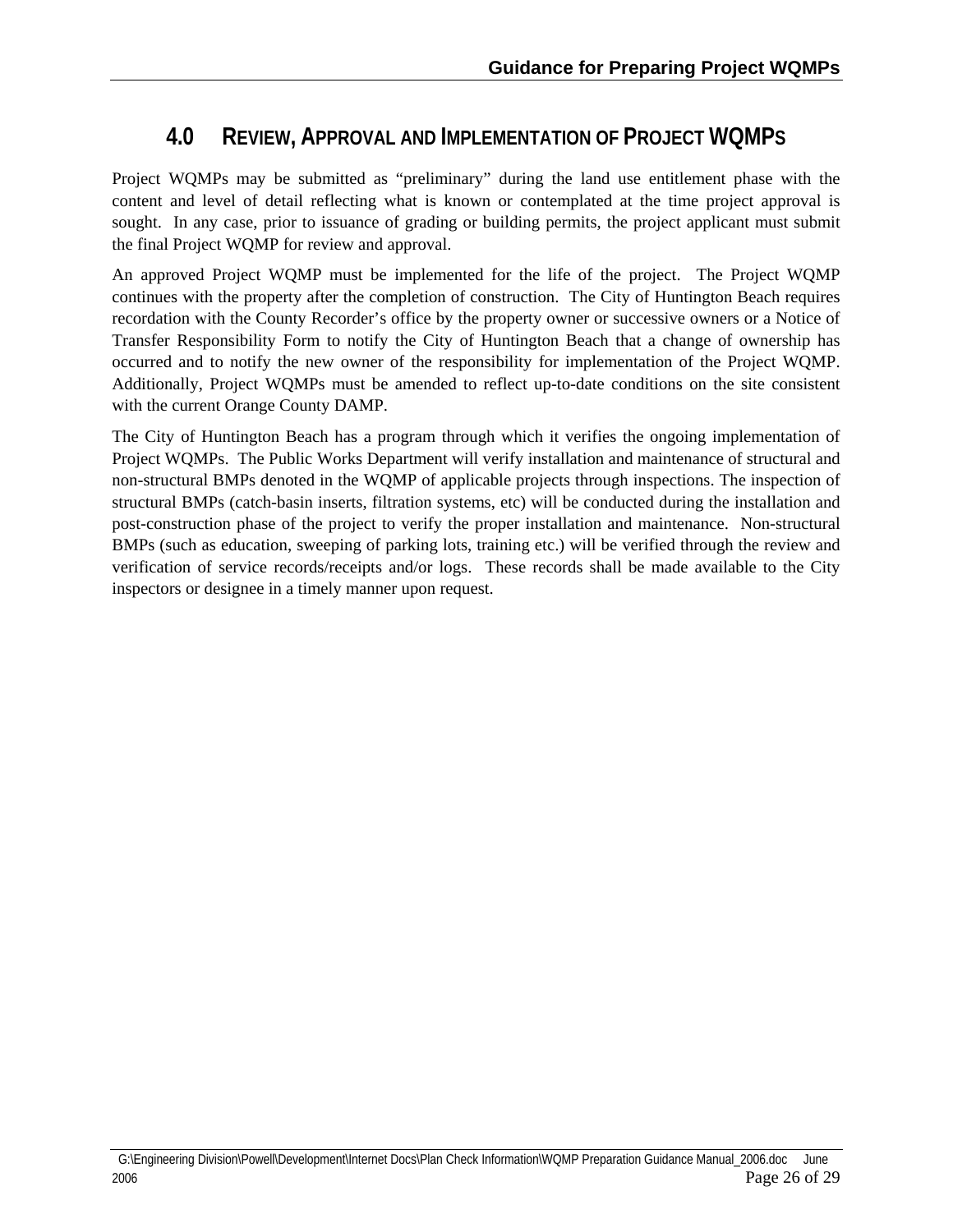# 4.0 REVIEW, APPROVAL AND IMPLEMENTATION OF PROJECT WQMPS

Project WQMPs may be submitted as "preliminary" during the land use entitlement phase with the content and level of detail reflecting what is known or contemplated at the time project approval is sought. In any case, prior to issuance of grading or building permits, the project applicant must submit the final Project WQMP for review and approval.

An approved Project WQMP must be implemented for the life of the project. The Project WQMP continues with the property after the completion of construction. The City of Huntington Beach requires recordation with the County Recorder's office by the property owner or successive owners or a Notice of Transfer Responsibility Form to notify the City of Huntington Beach that a change of ownership has occurred and to notify the new owner of the responsibility for implementation of the Project WQMP. Additionally, Project WQMPs must be amended to reflect up-to-date conditions on the site consistent with the current Orange County DAMP.

The City of Huntington Beach has a program through which it verifies the ongoing implementation of Project WQMPs. The Public Works Department will verify installation and maintenance of structural and non-structural BMPs denoted in the WQMP of applicable projects through inspections. The inspection of structural BMPs (catch-basin inserts, filtration systems, etc) will be conducted during the installation and post-construction phase of the project to verify the proper installation and maintenance. Non-structural BMPs (such as education, sweeping of parking lots, training etc.) will be verified through the review and verification of service records/receipts and/or logs. These records shall be made available to the City inspectors or designee in a timely manner upon request.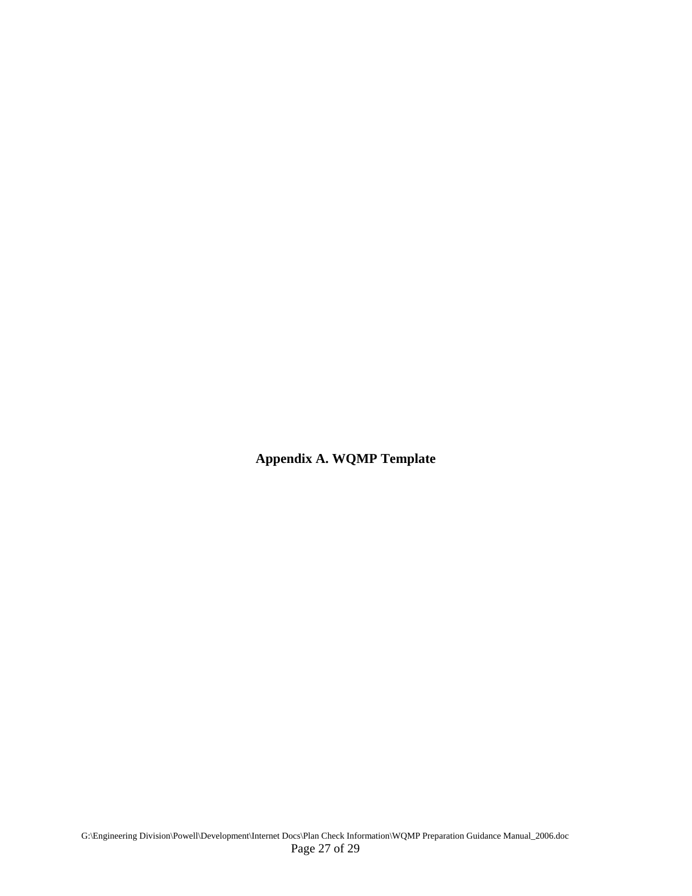**Appendix A. WQMP Template**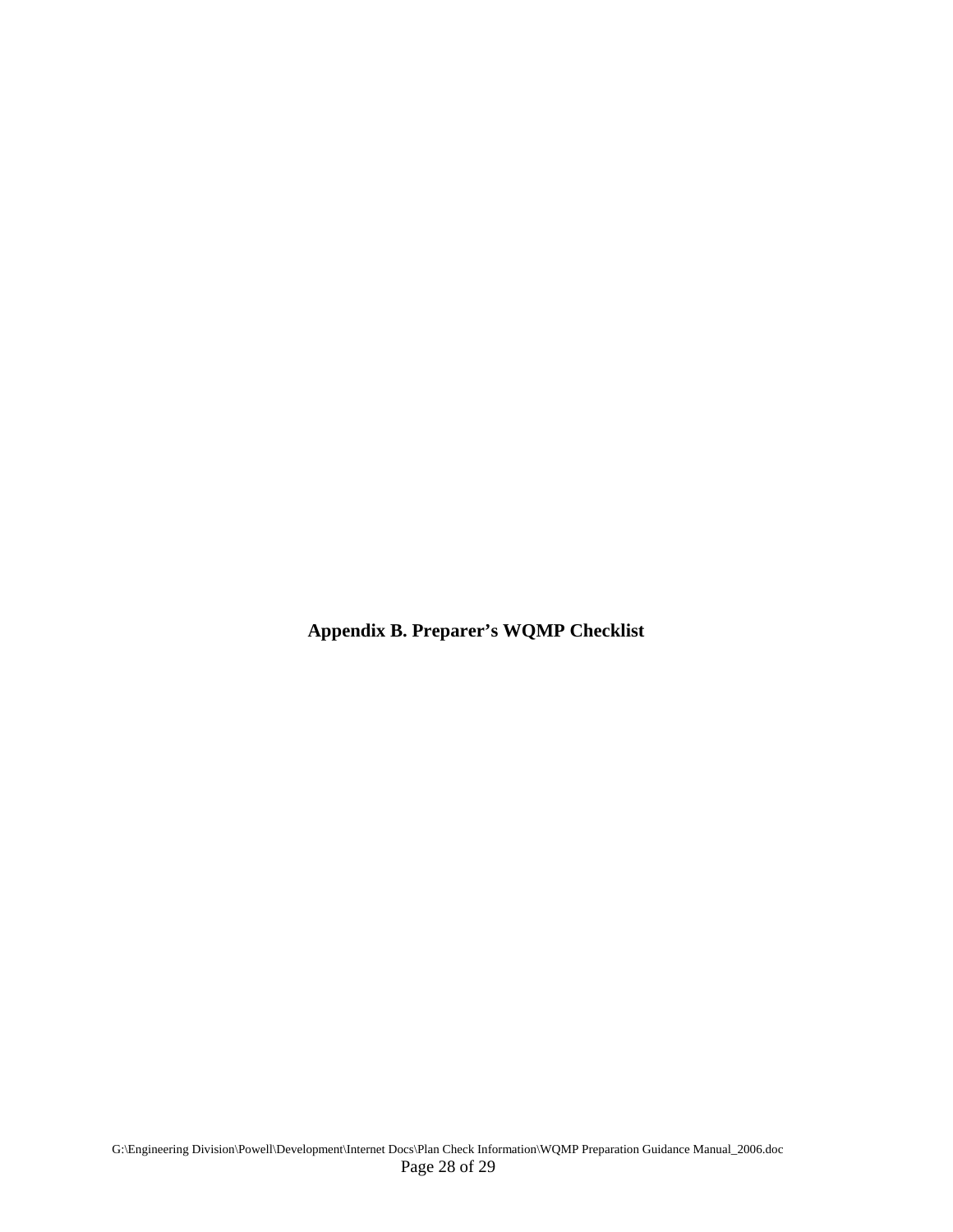**Appendix B. Preparer's WQMP Checklist**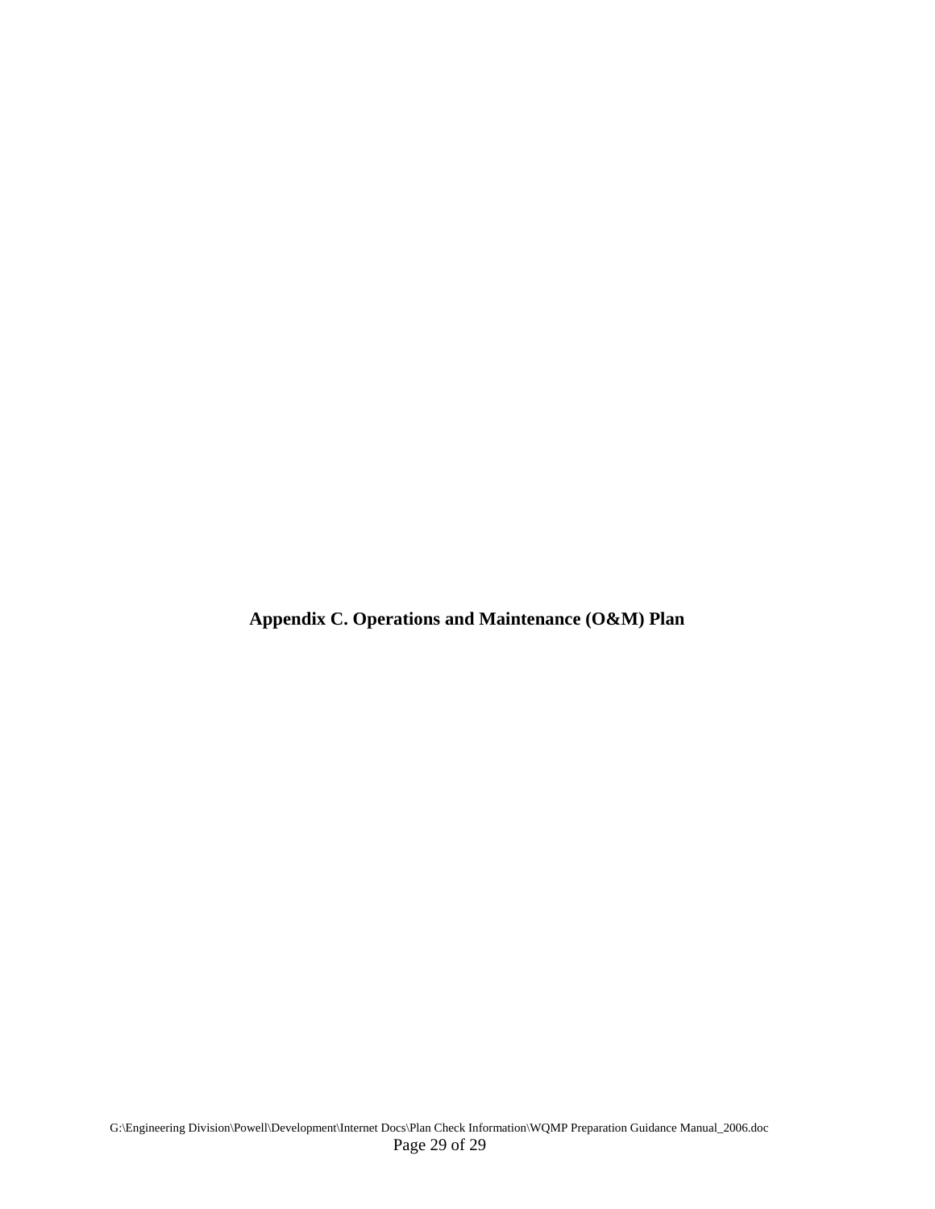**Appendix C. Operations and Maintenance (O&M) Plan**